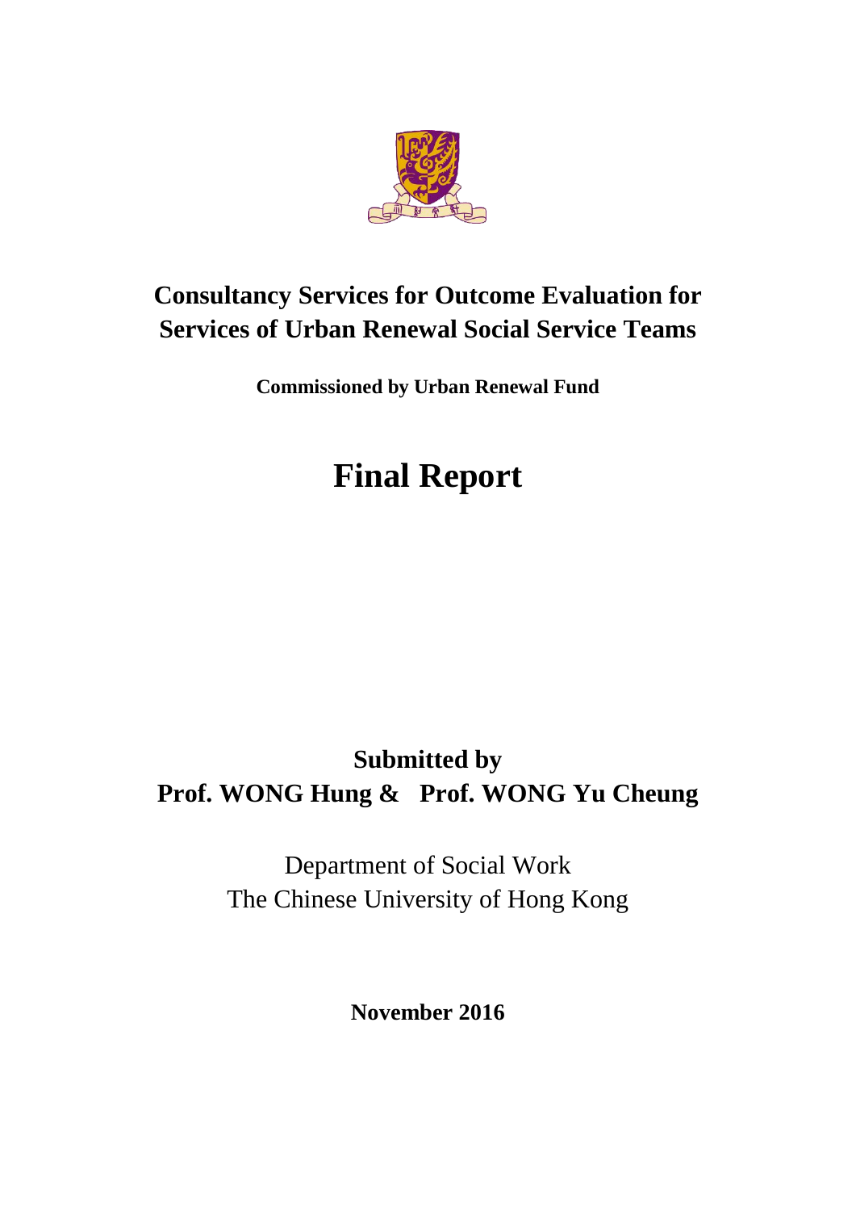# Consultancy Services for Outcome Evaluation for Services of Urban Renewal Social Service Teams

**Commissioned by Urban Renewal Fund**

# Final Report

**Submitted by**
**Prof. WONG Hung & Prof. WONG Yu Cheung**

Department of Social Work
The Chinese University of Hong Kong

**November 2016**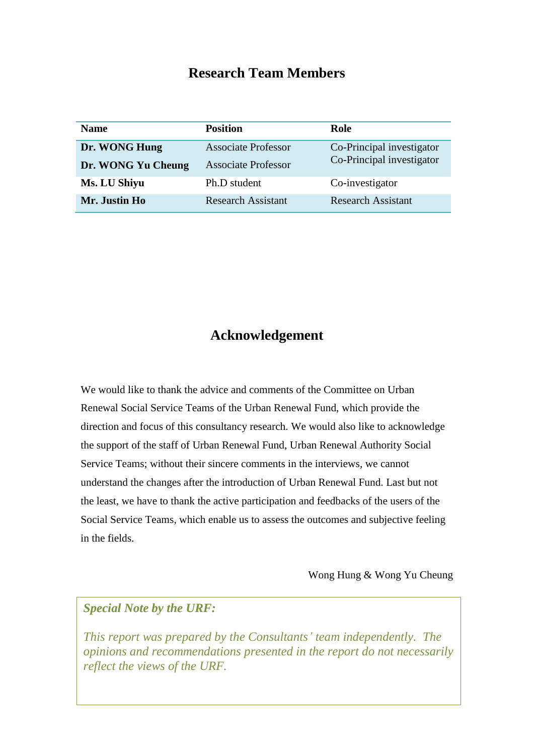# Research Team Members

| Name | Position | Role |
|---|---|---|
| **Dr. WONG Hung** | Associate Professor | Co-Principal investigator |
| **Dr. WONG Yu Cheung** | Associate Professor | Co-Principal investigator |
| **Ms. LU Shiyu** | Ph.D student | Co-investigator |
| **Mr. Justin Ho** | Research Assistant | Research Assistant |

# Acknowledgement

We would like to thank the advice and comments of the Committee on Urban Renewal Social Service Teams of the Urban Renewal Fund, which provide the direction and focus of this consultancy research. We would also like to acknowledge the support of the staff of Urban Renewal Fund, Urban Renewal Authority Social Service Teams; without their sincere comments in the interviews, we cannot understand the changes after the introduction of Urban Renewal Fund. Last but not the least, we have to thank the active participation and feedbacks of the users of the Social Service Teams, which enable us to assess the outcomes and subjective feeling in the fields.

Wong Hung & Wong Yu Cheung

***Special Note by the URF:***

*This report was prepared by the Consultants' team independently. The opinions and recommendations presented in the report do not necessarily reflect the views of the URF.*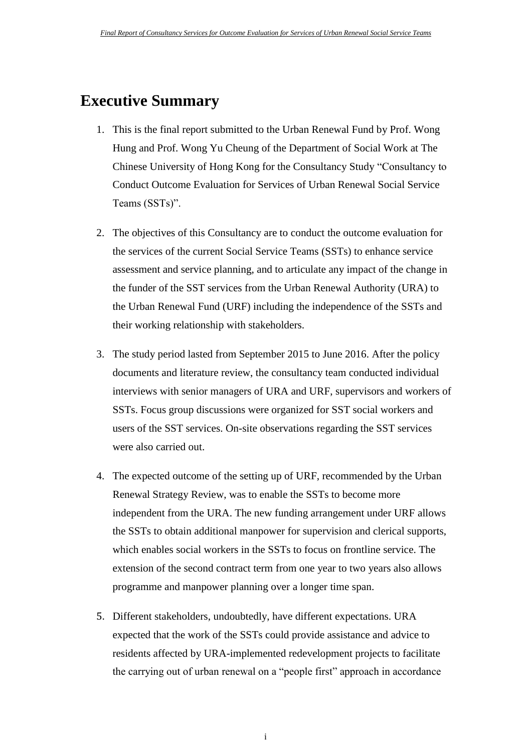# Executive Summary

1. This is the final report submitted to the Urban Renewal Fund by Prof. Wong Hung and Prof. Wong Yu Cheung of the Department of Social Work at The Chinese University of Hong Kong for the Consultancy Study "Consultancy to Conduct Outcome Evaluation for Services of Urban Renewal Social Service Teams (SSTs)".

2. The objectives of this Consultancy are to conduct the outcome evaluation for the services of the current Social Service Teams (SSTs) to enhance service assessment and service planning, and to articulate any impact of the change in the funder of the SST services from the Urban Renewal Authority (URA) to the Urban Renewal Fund (URF) including the independence of the SSTs and their working relationship with stakeholders.

3. The study period lasted from September 2015 to June 2016. After the policy documents and literature review, the consultancy team conducted individual interviews with senior managers of URA and URF, supervisors and workers of SSTs. Focus group discussions were organized for SST social workers and users of the SST services. On-site observations regarding the SST services were also carried out.

4. The expected outcome of the setting up of URF, recommended by the Urban Renewal Strategy Review, was to enable the SSTs to become more independent from the URA. The new funding arrangement under URF allows the SSTs to obtain additional manpower for supervision and clerical supports, which enables social workers in the SSTs to focus on frontline service. The extension of the second contract term from one year to two years also allows programme and manpower planning over a longer time span.

5. Different stakeholders, undoubtedly, have different expectations. URA expected that the work of the SSTs could provide assistance and advice to residents affected by URA-implemented redevelopment projects to facilitate the carrying out of urban renewal on a "people first" approach in accordance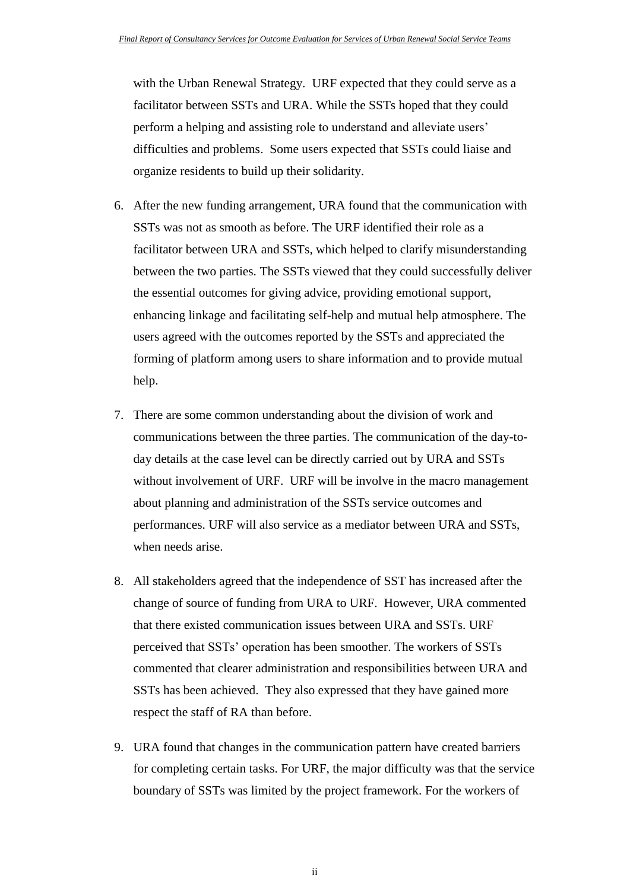with the Urban Renewal Strategy. URF expected that they could serve as a facilitator between SSTs and URA. While the SSTs hoped that they could perform a helping and assisting role to understand and alleviate users' difficulties and problems. Some users expected that SSTs could liaise and organize residents to build up their solidarity.

6. After the new funding arrangement, URA found that the communication with SSTs was not as smooth as before. The URF identified their role as a facilitator between URA and SSTs, which helped to clarify misunderstanding between the two parties. The SSTs viewed that they could successfully deliver the essential outcomes for giving advice, providing emotional support, enhancing linkage and facilitating self-help and mutual help atmosphere. The users agreed with the outcomes reported by the SSTs and appreciated the forming of platform among users to share information and to provide mutual help.

7. There are some common understanding about the division of work and communications between the three parties. The communication of the day-to-day details at the case level can be directly carried out by URA and SSTs without involvement of URF. URF will be involve in the macro management about planning and administration of the SSTs service outcomes and performances. URF will also service as a mediator between URA and SSTs, when needs arise.

8. All stakeholders agreed that the independence of SST has increased after the change of source of funding from URA to URF. However, URA commented that there existed communication issues between URA and SSTs. URF perceived that SSTs' operation has been smoother. The workers of SSTs commented that clearer administration and responsibilities between URA and SSTs has been achieved. They also expressed that they have gained more respect the staff of RA than before.

9. URA found that changes in the communication pattern have created barriers for completing certain tasks. For URF, the major difficulty was that the service boundary of SSTs was limited by the project framework. For the workers of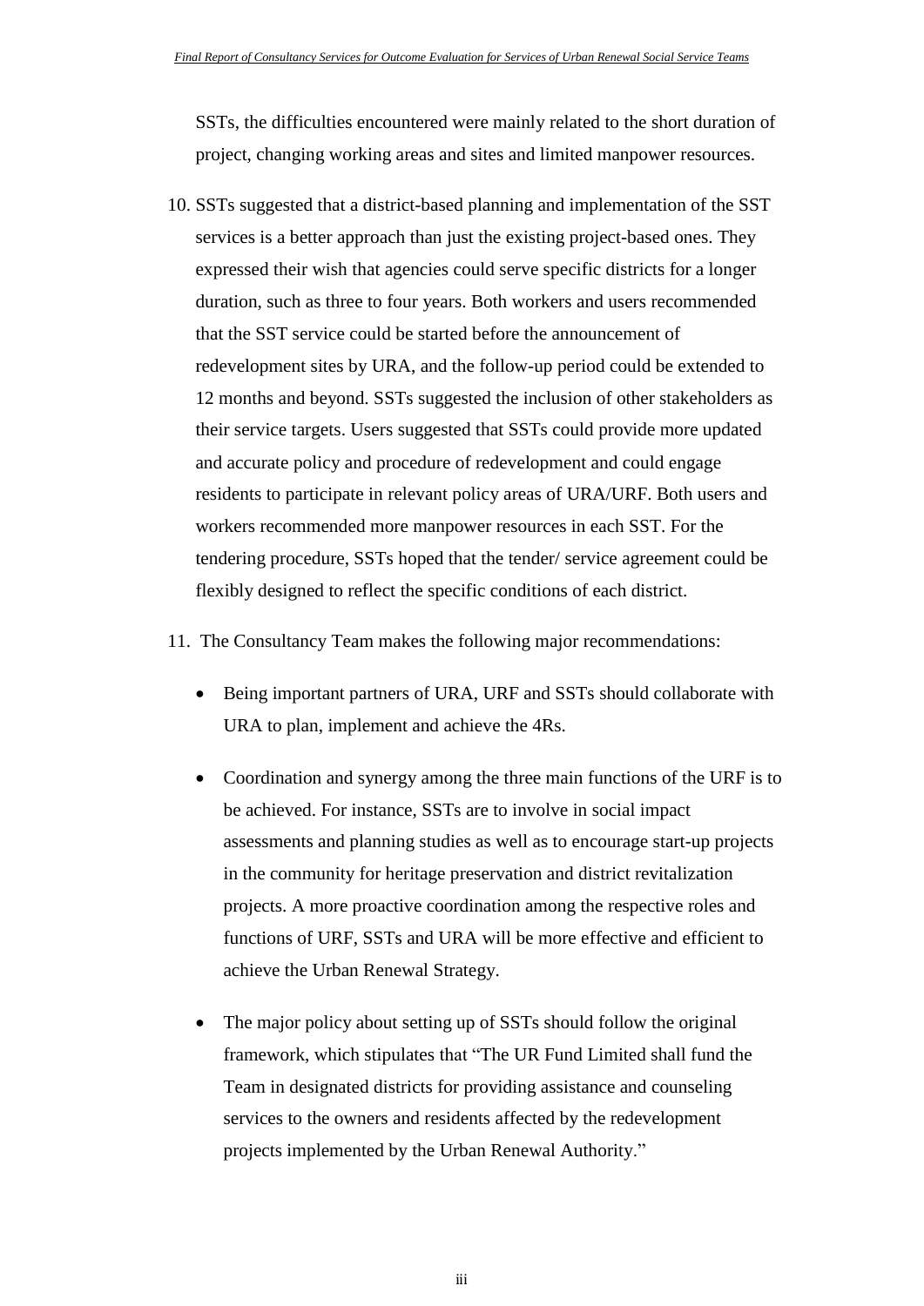SSTs, the difficulties encountered were mainly related to the short duration of project, changing working areas and sites and limited manpower resources.

10. SSTs suggested that a district-based planning and implementation of the SST services is a better approach than just the existing project-based ones. They expressed their wish that agencies could serve specific districts for a longer duration, such as three to four years. Both workers and users recommended that the SST service could be started before the announcement of redevelopment sites by URA, and the follow-up period could be extended to 12 months and beyond. SSTs suggested the inclusion of other stakeholders as their service targets. Users suggested that SSTs could provide more updated and accurate policy and procedure of redevelopment and could engage residents to participate in relevant policy areas of URA/URF. Both users and workers recommended more manpower resources in each SST. For the tendering procedure, SSTs hoped that the tender/ service agreement could be flexibly designed to reflect the specific conditions of each district.

11. The Consultancy Team makes the following major recommendations:

   - Being important partners of URA, URF and SSTs should collaborate with URA to plan, implement and achieve the 4Rs.

   - Coordination and synergy among the three main functions of the URF is to be achieved. For instance, SSTs are to involve in social impact assessments and planning studies as well as to encourage start-up projects in the community for heritage preservation and district revitalization projects. A more proactive coordination among the respective roles and functions of URF, SSTs and URA will be more effective and efficient to achieve the Urban Renewal Strategy.

   - The major policy about setting up of SSTs should follow the original framework, which stipulates that "The UR Fund Limited shall fund the Team in designated districts for providing assistance and counseling services to the owners and residents affected by the redevelopment projects implemented by the Urban Renewal Authority."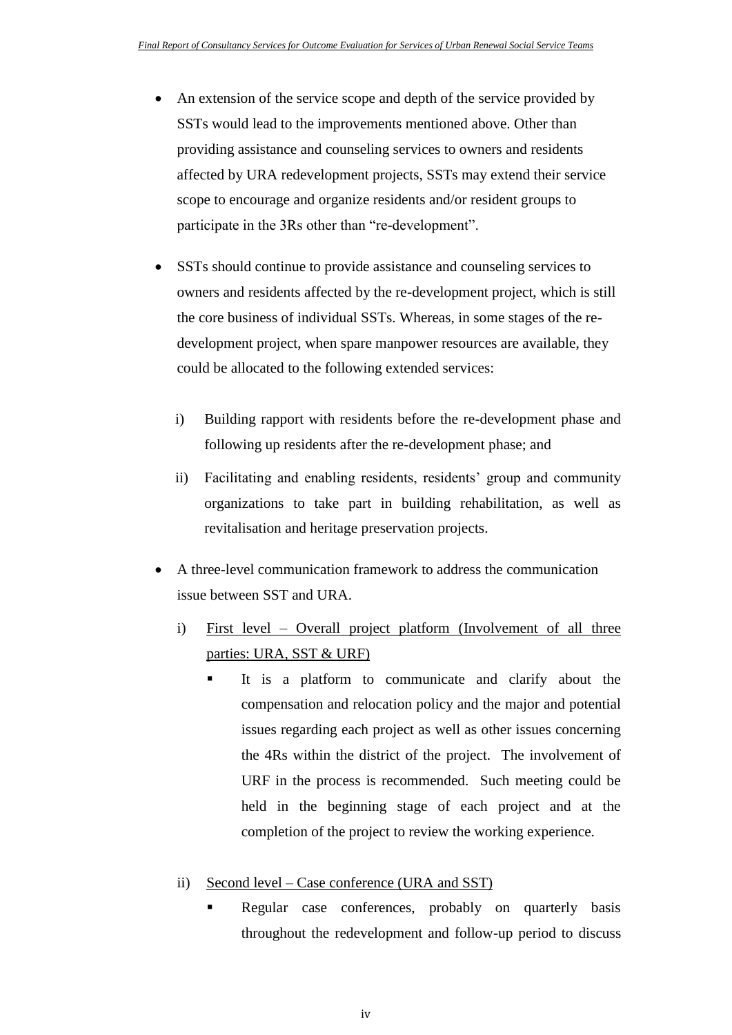- An extension of the service scope and depth of the service provided by SSTs would lead to the improvements mentioned above. Other than providing assistance and counseling services to owners and residents affected by URA redevelopment projects, SSTs may extend their service scope to encourage and organize residents and/or resident groups to participate in the 3Rs other than "re-development".

- SSTs should continue to provide assistance and counseling services to owners and residents affected by the re-development project, which is still the core business of individual SSTs. Whereas, in some stages of the re-development project, when spare manpower resources are available, they could be allocated to the following extended services:

  i) Building rapport with residents before the re-development phase and following up residents after the re-development phase; and

  ii) Facilitating and enabling residents, residents' group and community organizations to take part in building rehabilitation, as well as revitalisation and heritage preservation projects.

- A three-level communication framework to address the communication issue between SST and URA.

  i) <u>First level – Overall project platform (Involvement of all three parties: URA, SST & URF)</u>

     - It is a platform to communicate and clarify about the compensation and relocation policy and the major and potential issues regarding each project as well as other issues concerning the 4Rs within the district of the project. The involvement of URF in the process is recommended. Such meeting could be held in the beginning stage of each project and at the completion of the project to review the working experience.

  ii) <u>Second level – Case conference (URA and SST)</u>

     - Regular case conferences, probably on quarterly basis throughout the redevelopment and follow-up period to discuss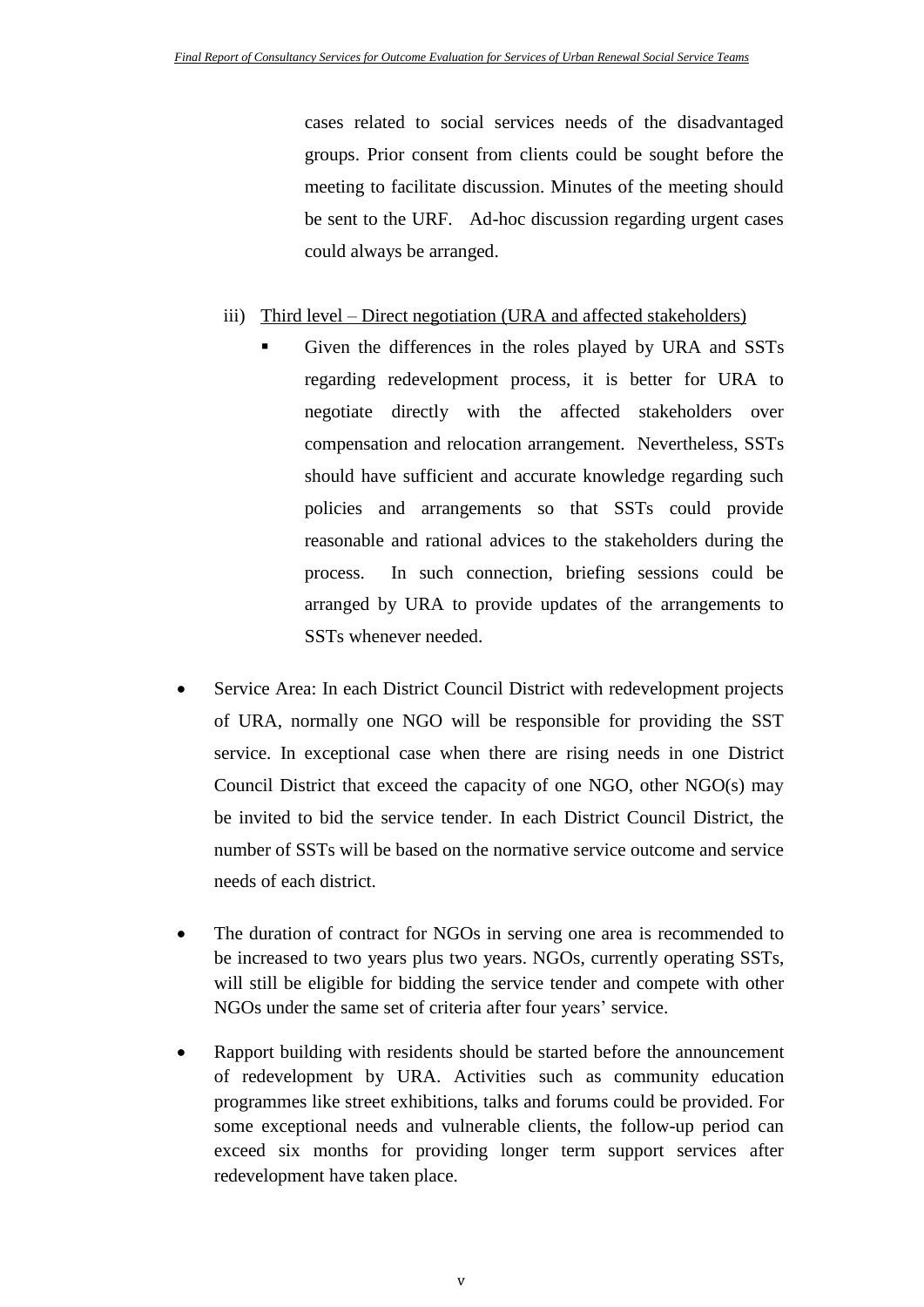cases related to social services needs of the disadvantaged groups. Prior consent from clients could be sought before the meeting to facilitate discussion. Minutes of the meeting should be sent to the URF. Ad-hoc discussion regarding urgent cases could always be arranged.

iii) <u>Third level – Direct negotiation (URA and affected stakeholders)</u>

- Given the differences in the roles played by URA and SSTs regarding redevelopment process, it is better for URA to negotiate directly with the affected stakeholders over compensation and relocation arrangement. Nevertheless, SSTs should have sufficient and accurate knowledge regarding such policies and arrangements so that SSTs could provide reasonable and rational advices to the stakeholders during the process. In such connection, briefing sessions could be arranged by URA to provide updates of the arrangements to SSTs whenever needed.

- Service Area: In each District Council District with redevelopment projects of URA, normally one NGO will be responsible for providing the SST service. In exceptional case when there are rising needs in one District Council District that exceed the capacity of one NGO, other NGO(s) may be invited to bid the service tender. In each District Council District, the number of SSTs will be based on the normative service outcome and service needs of each district.

- The duration of contract for NGOs in serving one area is recommended to be increased to two years plus two years. NGOs, currently operating SSTs, will still be eligible for bidding the service tender and compete with other NGOs under the same set of criteria after four years' service.

- Rapport building with residents should be started before the announcement of redevelopment by URA. Activities such as community education programmes like street exhibitions, talks and forums could be provided. For some exceptional needs and vulnerable clients, the follow-up period can exceed six months for providing longer term support services after redevelopment have taken place.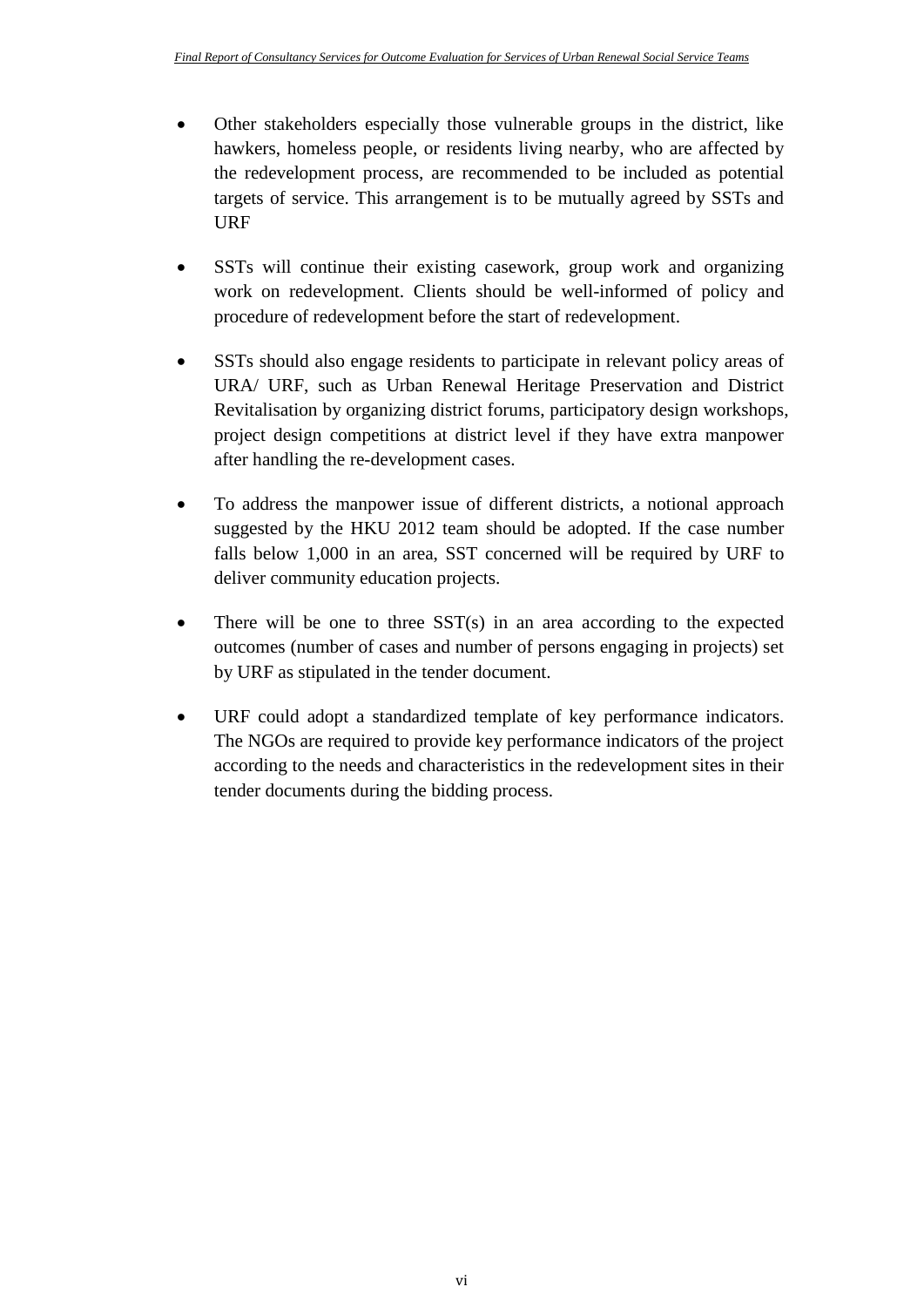- Other stakeholders especially those vulnerable groups in the district, like hawkers, homeless people, or residents living nearby, who are affected by the redevelopment process, are recommended to be included as potential targets of service. This arrangement is to be mutually agreed by SSTs and URF

- SSTs will continue their existing casework, group work and organizing work on redevelopment. Clients should be well-informed of policy and procedure of redevelopment before the start of redevelopment.

- SSTs should also engage residents to participate in relevant policy areas of URA/ URF, such as Urban Renewal Heritage Preservation and District Revitalisation by organizing district forums, participatory design workshops, project design competitions at district level if they have extra manpower after handling the re-development cases.

- To address the manpower issue of different districts, a notional approach suggested by the HKU 2012 team should be adopted. If the case number falls below 1,000 in an area, SST concerned will be required by URF to deliver community education projects.

- There will be one to three SST(s) in an area according to the expected outcomes (number of cases and number of persons engaging in projects) set by URF as stipulated in the tender document.

- URF could adopt a standardized template of key performance indicators. The NGOs are required to provide key performance indicators of the project according to the needs and characteristics in the redevelopment sites in their tender documents during the bidding process.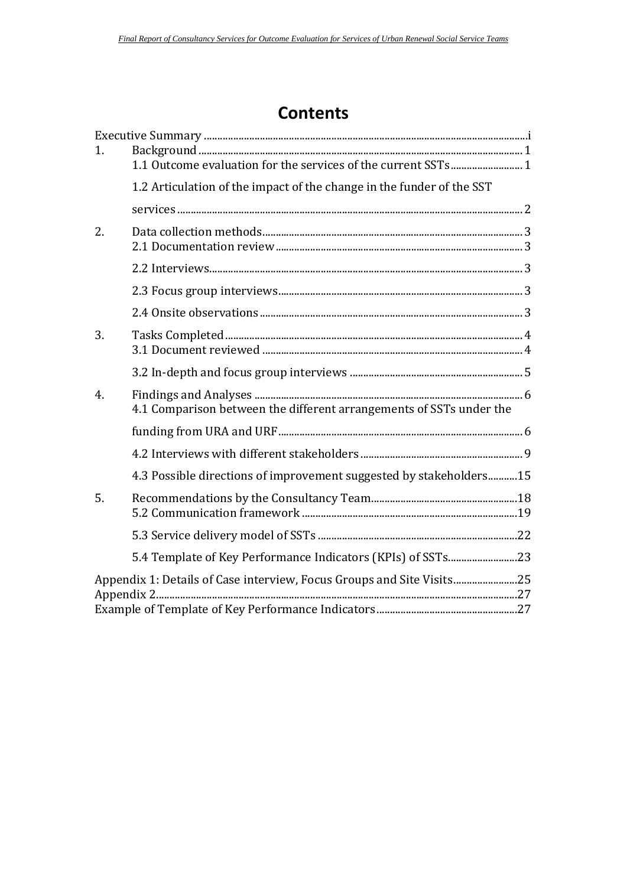# Contents

Executive Summary ........ i

1. Background ........ 1
   - 1.1 Outcome evaluation for the services of the current SSTs ........ 1
   - 1.2 Articulation of the impact of the change in the funder of the SST services ........ 2
2. Data collection methods ........ 3
   - 2.1 Documentation review ........ 3
   - 2.2 Interviews ........ 3
   - 2.3 Focus group interviews ........ 3
   - 2.4 Onsite observations ........ 3
3. Tasks Completed ........ 4
   - 3.1 Document reviewed ........ 4
   - 3.2 In-depth and focus group interviews ........ 5
4. Findings and Analyses ........ 6
   - 4.1 Comparison between the different arrangements of SSTs under the funding from URA and URF ........ 6
   - 4.2 Interviews with different stakeholders ........ 9
   - 4.3 Possible directions of improvement suggested by stakeholders ........ 15
5. Recommendations by the Consultancy Team ........ 18
   - 5.2 Communication framework ........ 19
   - 5.3 Service delivery model of SSTs ........ 22
   - 5.4 Template of Key Performance Indicators (KPIs) of SSTs ........ 23

Appendix 1: Details of Case interview, Focus Groups and Site Visits ........ 25

Appendix 2 ........ 27

Example of Template of Key Performance Indicators ........ 27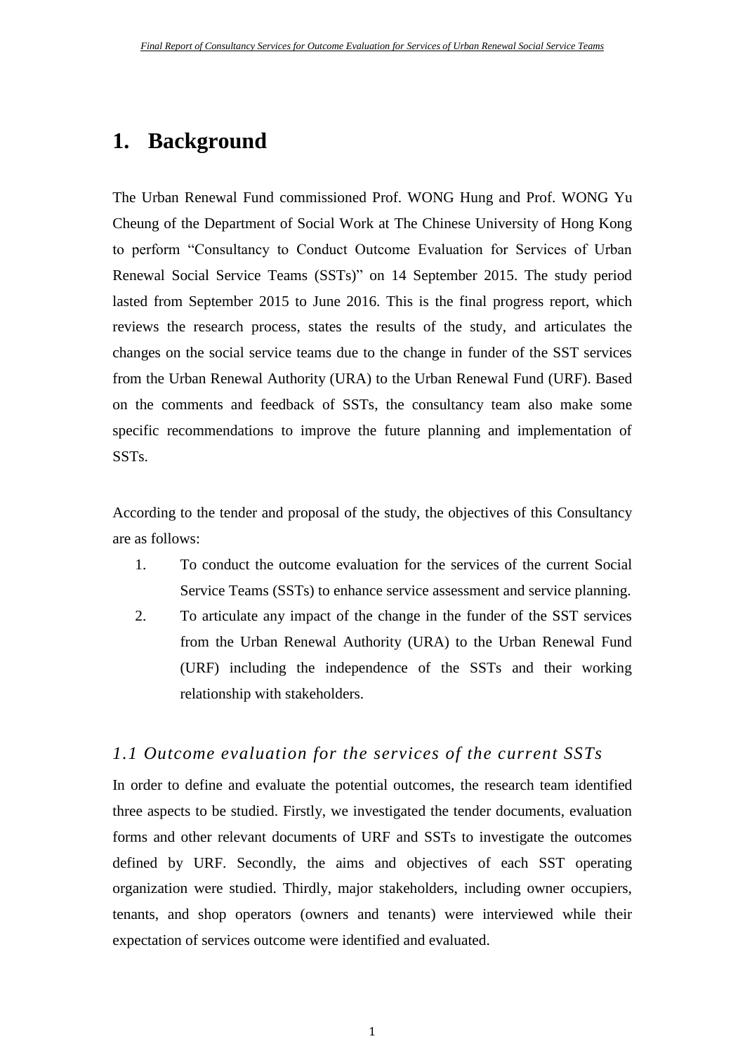# 1. Background

The Urban Renewal Fund commissioned Prof. WONG Hung and Prof. WONG Yu Cheung of the Department of Social Work at The Chinese University of Hong Kong to perform "Consultancy to Conduct Outcome Evaluation for Services of Urban Renewal Social Service Teams (SSTs)" on 14 September 2015. The study period lasted from September 2015 to June 2016. This is the final progress report, which reviews the research process, states the results of the study, and articulates the changes on the social service teams due to the change in funder of the SST services from the Urban Renewal Authority (URA) to the Urban Renewal Fund (URF). Based on the comments and feedback of SSTs, the consultancy team also make some specific recommendations to improve the future planning and implementation of SSTs.

According to the tender and proposal of the study, the objectives of this Consultancy are as follows:

1. To conduct the outcome evaluation for the services of the current Social Service Teams (SSTs) to enhance service assessment and service planning.
2. To articulate any impact of the change in the funder of the SST services from the Urban Renewal Authority (URA) to the Urban Renewal Fund (URF) including the independence of the SSTs and their working relationship with stakeholders.

## *1.1 Outcome evaluation for the services of the current SSTs*

In order to define and evaluate the potential outcomes, the research team identified three aspects to be studied. Firstly, we investigated the tender documents, evaluation forms and other relevant documents of URF and SSTs to investigate the outcomes defined by URF. Secondly, the aims and objectives of each SST operating organization were studied. Thirdly, major stakeholders, including owner occupiers, tenants, and shop operators (owners and tenants) were interviewed while their expectation of services outcome were identified and evaluated.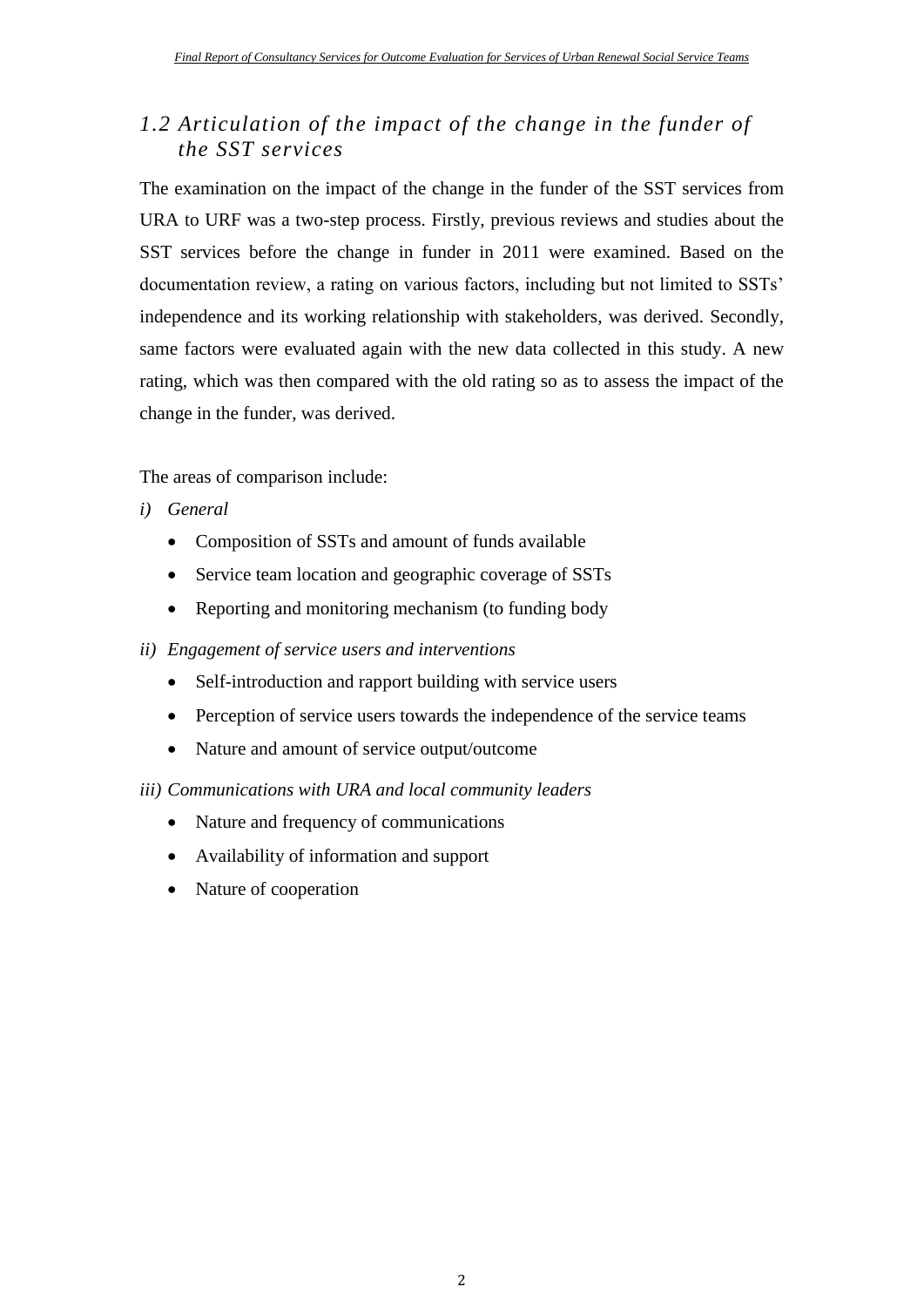## *1.2 Articulation of the impact of the change in the funder of the SST services*

The examination on the impact of the change in the funder of the SST services from URA to URF was a two-step process. Firstly, previous reviews and studies about the SST services before the change in funder in 2011 were examined. Based on the documentation review, a rating on various factors, including but not limited to SSTs' independence and its working relationship with stakeholders, was derived. Secondly, same factors were evaluated again with the new data collected in this study. A new rating, which was then compared with the old rating so as to assess the impact of the change in the funder, was derived.

The areas of comparison include:

*i) General*

- Composition of SSTs and amount of funds available
- Service team location and geographic coverage of SSTs
- Reporting and monitoring mechanism (to funding body

*ii) Engagement of service users and interventions*

- Self-introduction and rapport building with service users
- Perception of service users towards the independence of the service teams
- Nature and amount of service output/outcome

*iii) Communications with URA and local community leaders*

- Nature and frequency of communications
- Availability of information and support
- Nature of cooperation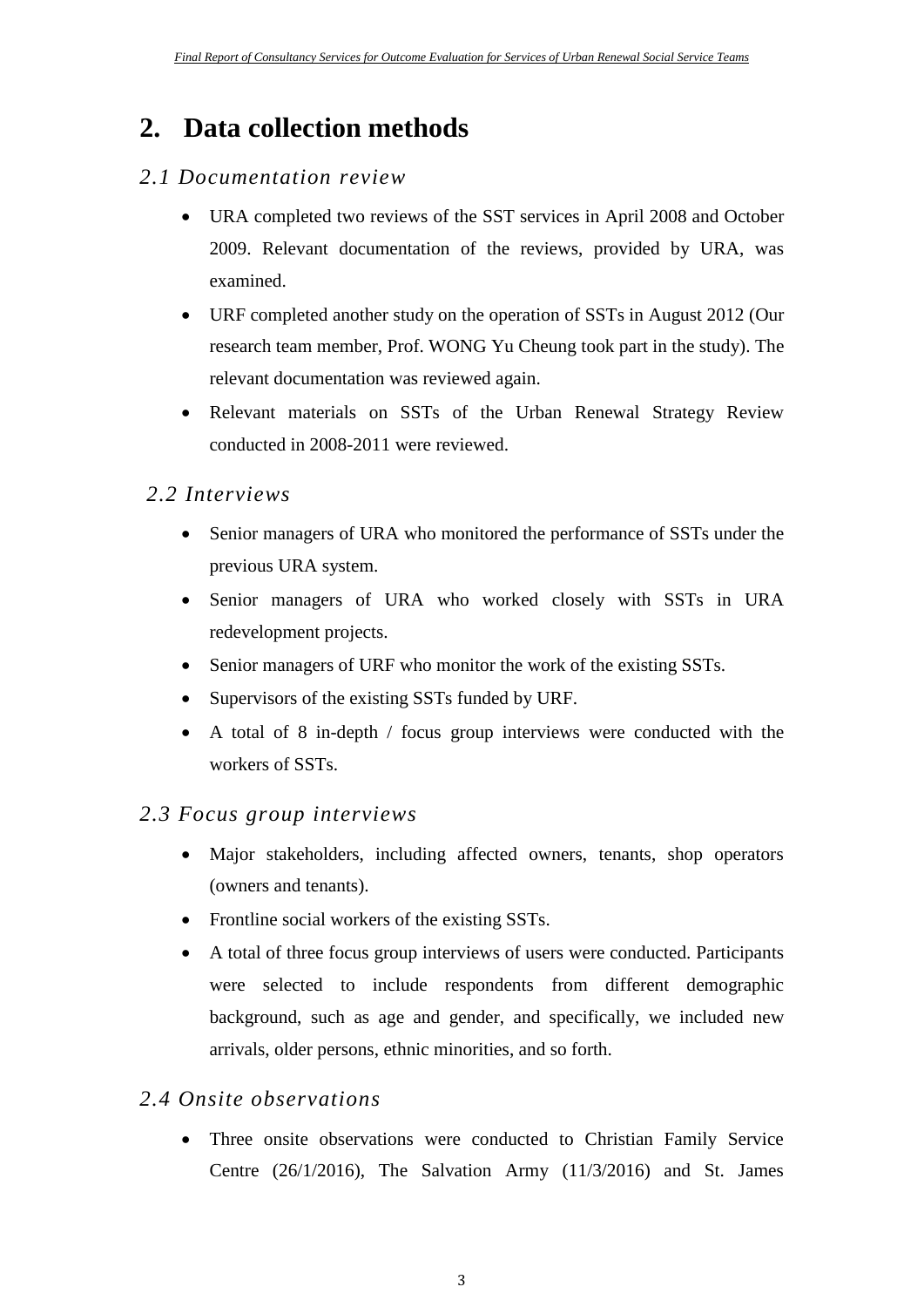# 2. Data collection methods

## *2.1 Documentation review*

- URA completed two reviews of the SST services in April 2008 and October 2009. Relevant documentation of the reviews, provided by URA, was examined.
- URF completed another study on the operation of SSTs in August 2012 (Our research team member, Prof. WONG Yu Cheung took part in the study). The relevant documentation was reviewed again.
- Relevant materials on SSTs of the Urban Renewal Strategy Review conducted in 2008-2011 were reviewed.

## *2.2 Interviews*

- Senior managers of URA who monitored the performance of SSTs under the previous URA system.
- Senior managers of URA who worked closely with SSTs in URA redevelopment projects.
- Senior managers of URF who monitor the work of the existing SSTs.
- Supervisors of the existing SSTs funded by URF.
- A total of 8 in-depth / focus group interviews were conducted with the workers of SSTs.

## *2.3 Focus group interviews*

- Major stakeholders, including affected owners, tenants, shop operators (owners and tenants).
- Frontline social workers of the existing SSTs.
- A total of three focus group interviews of users were conducted. Participants were selected to include respondents from different demographic background, such as age and gender, and specifically, we included new arrivals, older persons, ethnic minorities, and so forth.

## *2.4 Onsite observations*

- Three onsite observations were conducted to Christian Family Service Centre (26/1/2016), The Salvation Army (11/3/2016) and St. James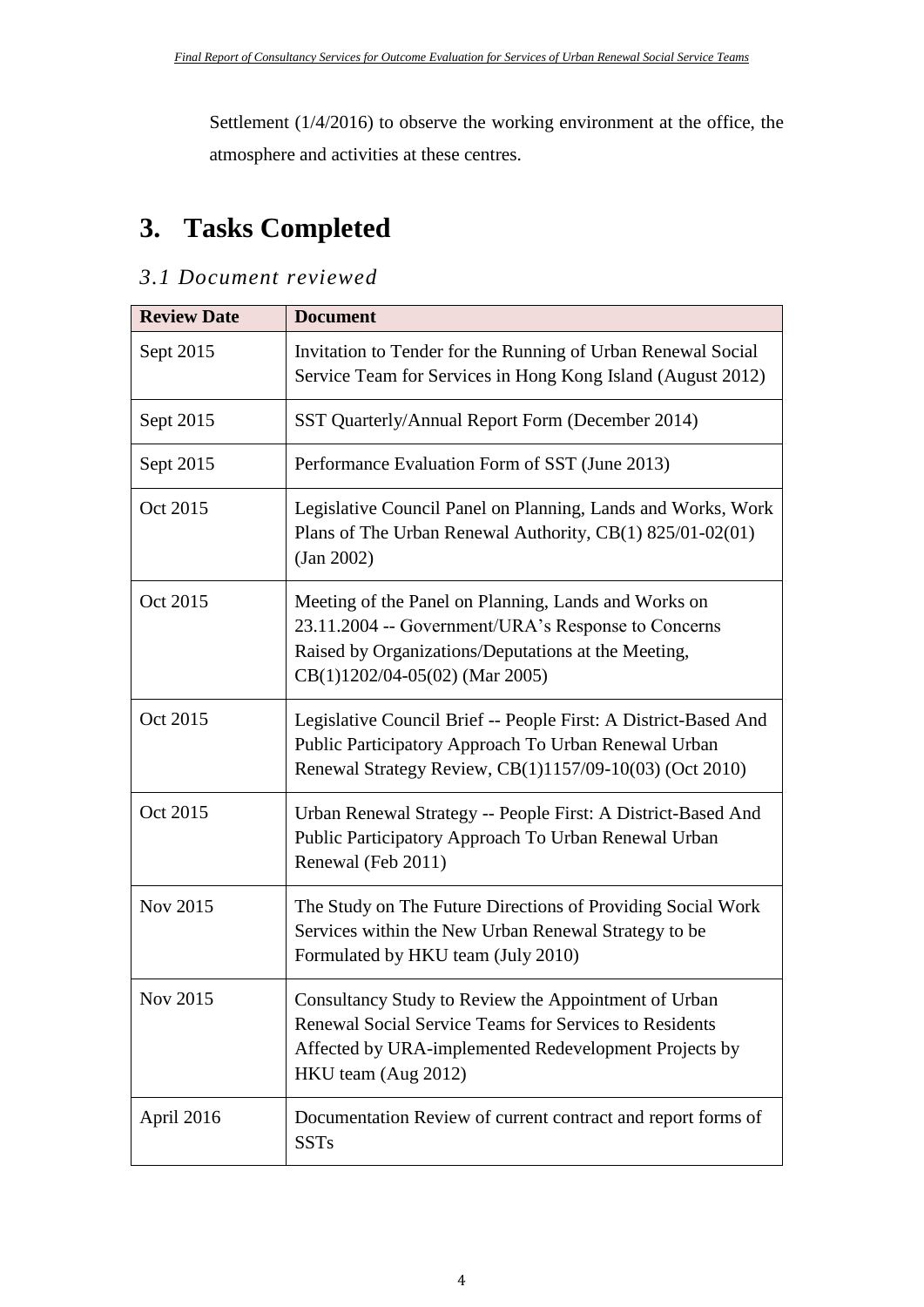Settlement (1/4/2016) to observe the working environment at the office, the atmosphere and activities at these centres.

# 3. Tasks Completed

## *3.1 Document reviewed*

| **Review Date** | **Document** |
|---|---|
| Sept 2015 | Invitation to Tender for the Running of Urban Renewal Social Service Team for Services in Hong Kong Island (August 2012) |
| Sept 2015 | SST Quarterly/Annual Report Form (December 2014) |
| Sept 2015 | Performance Evaluation Form of SST (June 2013) |
| Oct 2015 | Legislative Council Panel on Planning, Lands and Works, Work Plans of The Urban Renewal Authority, CB(1) 825/01-02(01) (Jan 2002) |
| Oct 2015 | Meeting of the Panel on Planning, Lands and Works on 23.11.2004 -- Government/URA's Response to Concerns Raised by Organizations/Deputations at the Meeting, CB(1)1202/04-05(02) (Mar 2005) |
| Oct 2015 | Legislative Council Brief -- People First: A District-Based And Public Participatory Approach To Urban Renewal Urban Renewal Strategy Review, CB(1)1157/09-10(03) (Oct 2010) |
| Oct 2015 | Urban Renewal Strategy -- People First: A District-Based And Public Participatory Approach To Urban Renewal Urban Renewal (Feb 2011) |
| Nov 2015 | The Study on The Future Directions of Providing Social Work Services within the New Urban Renewal Strategy to be Formulated by HKU team (July 2010) |
| Nov 2015 | Consultancy Study to Review the Appointment of Urban Renewal Social Service Teams for Services to Residents Affected by URA-implemented Redevelopment Projects by HKU team (Aug 2012) |
| April 2016 | Documentation Review of current contract and report forms of SSTs |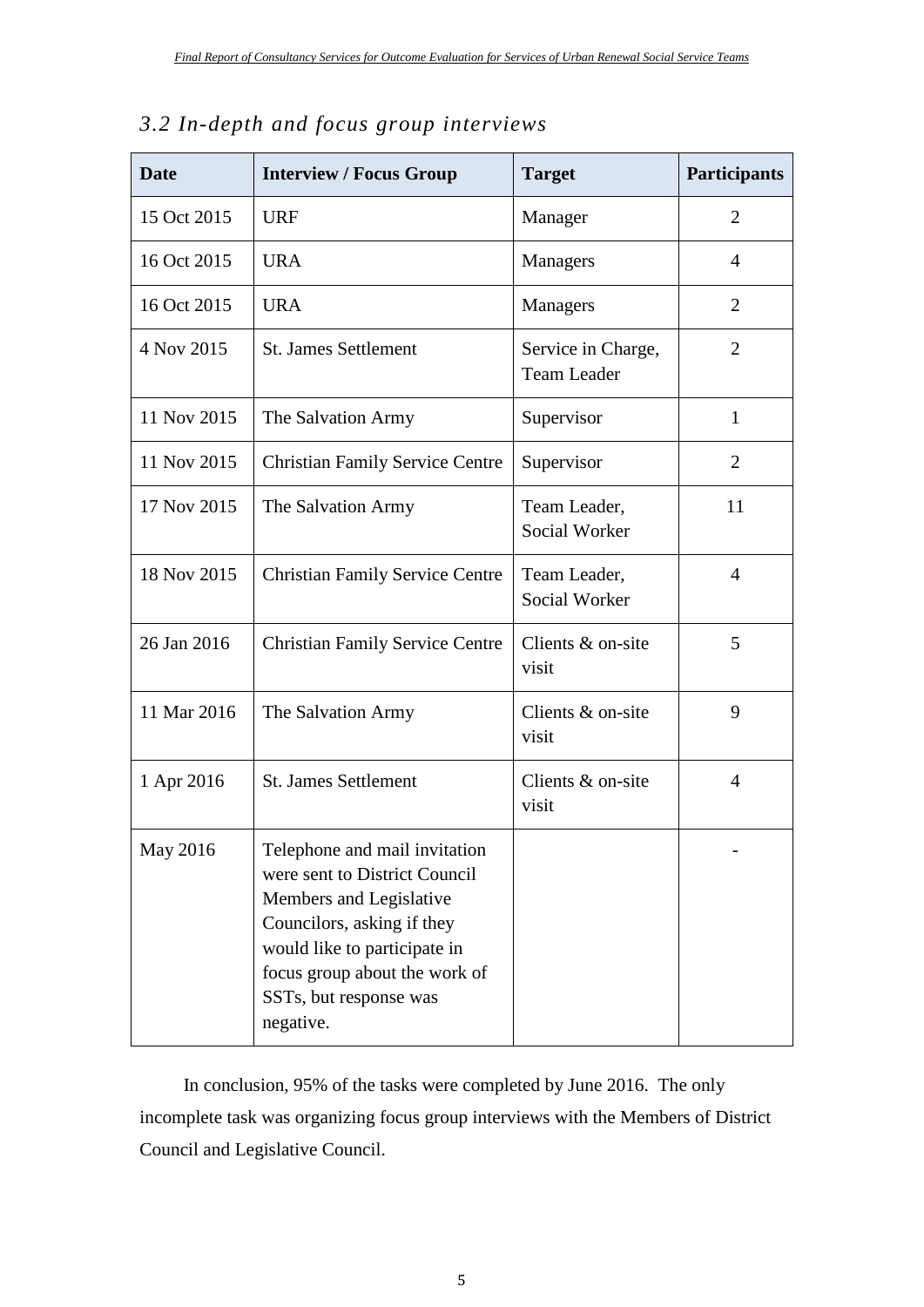### *3.2 In-depth and focus group interviews*

| Date | Interview / Focus Group | Target | Participants |
| --- | --- | --- | --- |
| 15 Oct 2015 | URF | Manager | 2 |
| 16 Oct 2015 | URA | Managers | 4 |
| 16 Oct 2015 | URA | Managers | 2 |
| 4 Nov 2015 | St. James Settlement | Service in Charge, Team Leader | 2 |
| 11 Nov 2015 | The Salvation Army | Supervisor | 1 |
| 11 Nov 2015 | Christian Family Service Centre | Supervisor | 2 |
| 17 Nov 2015 | The Salvation Army | Team Leader, Social Worker | 11 |
| 18 Nov 2015 | Christian Family Service Centre | Team Leader, Social Worker | 4 |
| 26 Jan 2016 | Christian Family Service Centre | Clients & on-site visit | 5 |
| 11 Mar 2016 | The Salvation Army | Clients & on-site visit | 9 |
| 1 Apr 2016 | St. James Settlement | Clients & on-site visit | 4 |
| May 2016 | Telephone and mail invitation were sent to District Council Members and Legislative Councilors, asking if they would like to participate in focus group about the work of SSTs, but response was negative. | | - |

In conclusion, 95% of the tasks were completed by June 2016. The only incomplete task was organizing focus group interviews with the Members of District Council and Legislative Council.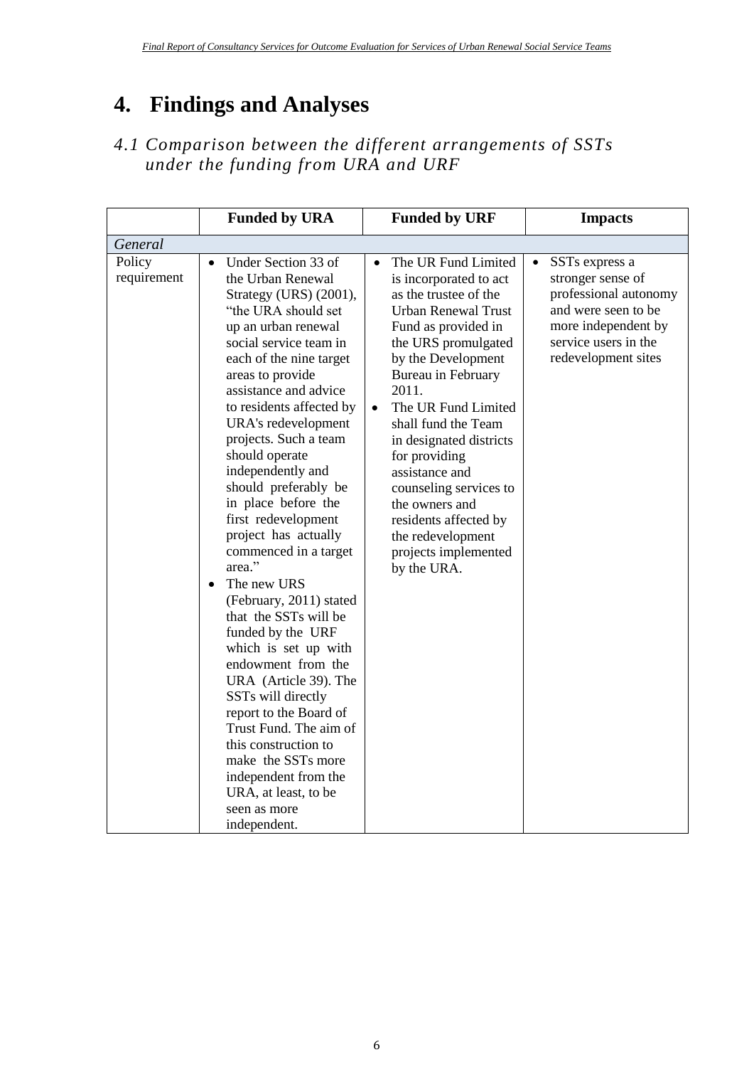# 4. Findings and Analyses

## *4.1 Comparison between the different arrangements of SSTs under the funding from URA and URF*

| | **Funded by URA** | **Funded by URF** | **Impacts** |
|---|---|---|---|
| *General* | | | |
| Policy requirement | • Under Section 33 of the Urban Renewal Strategy (URS) (2001), "the URA should set up an urban renewal social service team in each of the nine target areas to provide assistance and advice to residents affected by URA's redevelopment projects. Such a team should operate independently and should preferably be in place before the first redevelopment project has actually commenced in a target area."<br>• The new URS (February, 2011) stated that the SSTs will be funded by the URF which is set up with endowment from the URA (Article 39). The SSTs will directly report to the Board of Trust Fund. The aim of this construction to make the SSTs more independent from the URA, at least, to be seen as more independent. | • The UR Fund Limited is incorporated to act as the trustee of the Urban Renewal Trust Fund as provided in the URS promulgated by the Development Bureau in February 2011.<br>• The UR Fund Limited shall fund the Team in designated districts for providing assistance and counseling services to the owners and residents affected by the redevelopment projects implemented by the URA. | • SSTs express a stronger sense of professional autonomy and were seen to be more independent by service users in the redevelopment sites |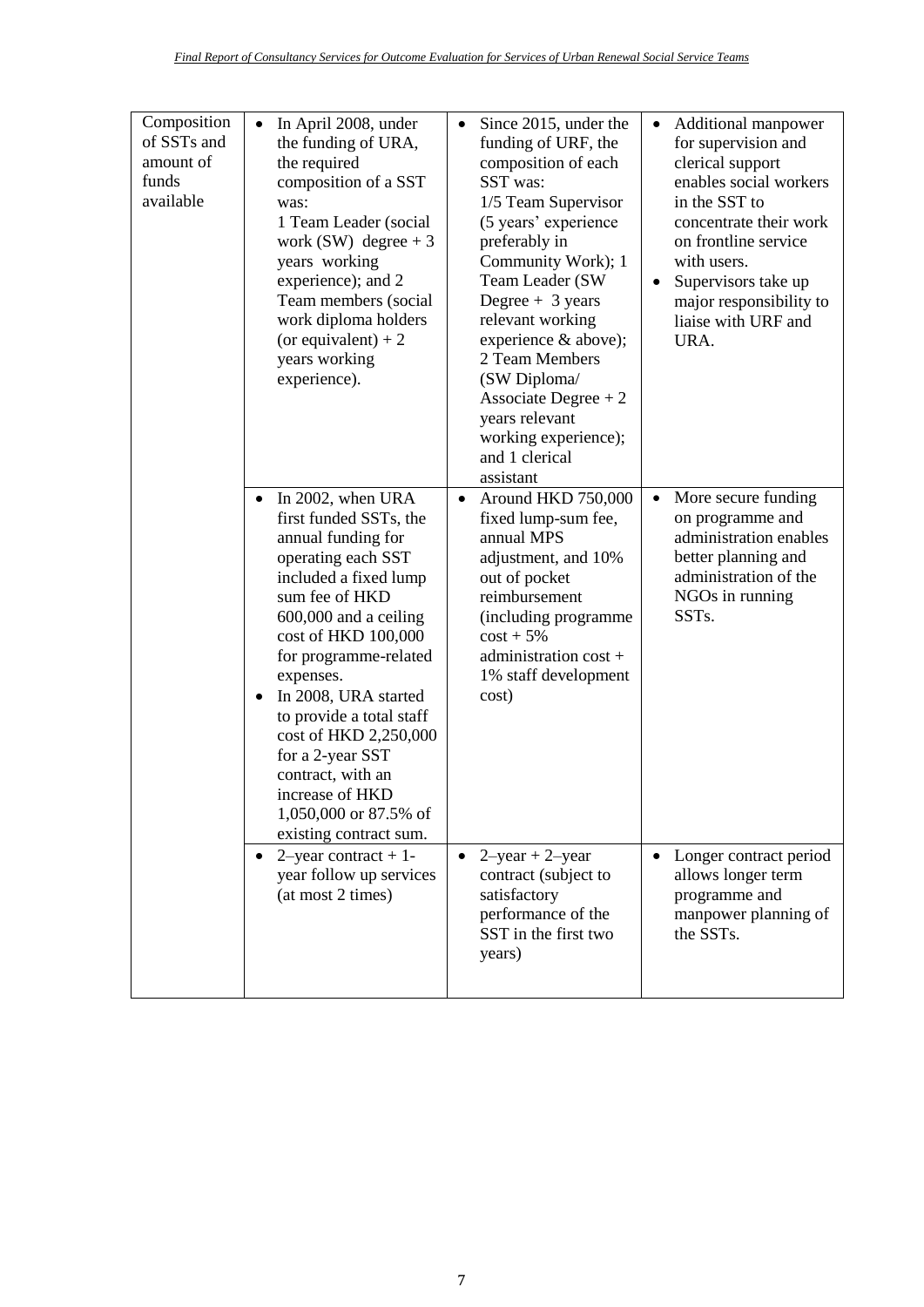| Composition of SSTs and amount of funds available | • In April 2008, under the funding of URA, the required composition of a SST was: 1 Team Leader (social work (SW) degree + 3 years working experience); and 2 Team members (social work diploma holders (or equivalent) + 2 years working experience). | • Since 2015, under the funding of URF, the composition of each SST was: 1/5 Team Supervisor (5 years' experience preferably in Community Work); 1 Team Leader (SW Degree + 3 years relevant working experience & above); 2 Team Members (SW Diploma/ Associate Degree + 2 years relevant working experience); and 1 clerical assistant | • Additional manpower for supervision and clerical support enables social workers in the SST to concentrate their work on frontline service with users.<br>• Supervisors take up major responsibility to liaise with URF and URA. |
|---|---|---|---|
| | • In 2002, when URA first funded SSTs, the annual funding for operating each SST included a fixed lump sum fee of HKD 600,000 and a ceiling cost of HKD 100,000 for programme-related expenses.<br>• In 2008, URA started to provide a total staff cost of HKD 2,250,000 for a 2-year SST contract, with an increase of HKD 1,050,000 or 87.5% of existing contract sum. | • Around HKD 750,000 fixed lump-sum fee, annual MPS adjustment, and 10% out of pocket reimbursement (including programme cost + 5% administration cost + 1% staff development cost) | • More secure funding on programme and administration enables better planning and administration of the NGOs in running SSTs. |
| | • 2–year contract + 1-year follow up services (at most 2 times) | • 2–year + 2–year contract (subject to satisfactory performance of the SST in the first two years) | • Longer contract period allows longer term programme and manpower planning of the SSTs. |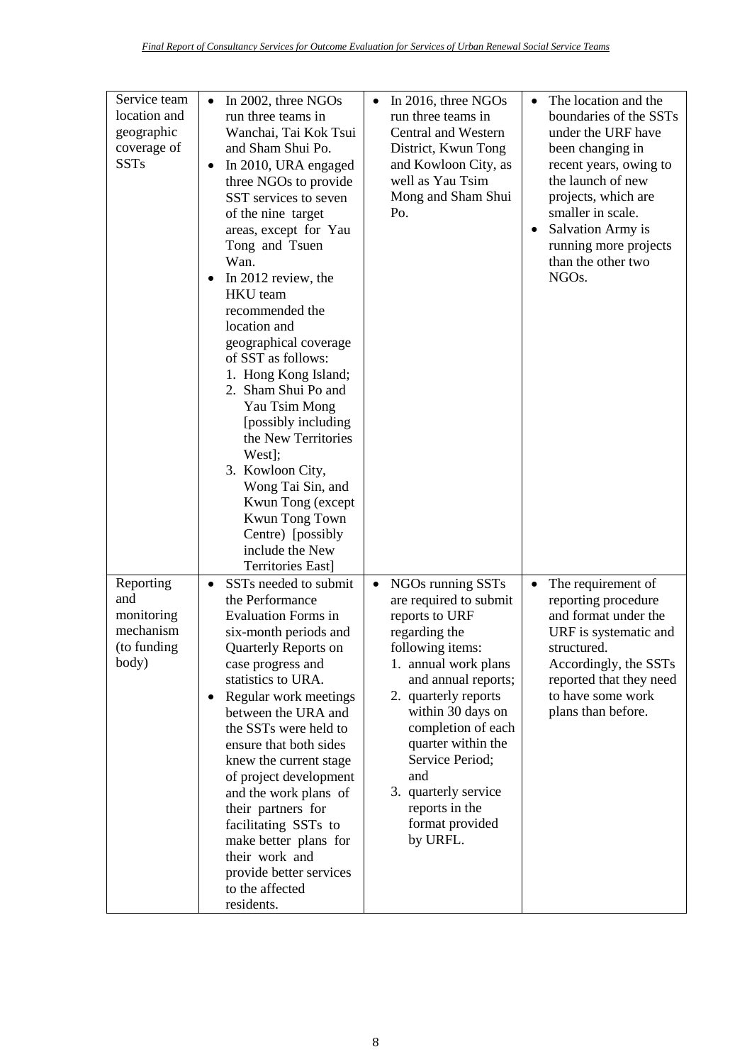| | | | |
|---|---|---|---|
| Service team location and geographic coverage of SSTs | • In 2002, three NGOs run three teams in Wanchai, Tai Kok Tsui and Sham Shui Po.<br>• In 2010, URA engaged three NGOs to provide SST services to seven of the nine target areas, except for Yau Tong and Tsuen Wan.<br>• In 2012 review, the HKU team recommended the location and geographical coverage of SST as follows:<br>1. Hong Kong Island;<br>2. Sham Shui Po and Yau Tsim Mong [possibly including the New Territories West];<br>3. Kowloon City, Wong Tai Sin, and Kwun Tong (except Kwun Tong Town Centre) [possibly include the New Territories East] | • In 2016, three NGOs run three teams in Central and Western District, Kwun Tong and Kowloon City, as well as Yau Tsim Mong and Sham Shui Po. | • The location and the boundaries of the SSTs under the URF have been changing in recent years, owing to the launch of new projects, which are smaller in scale.<br>• Salvation Army is running more projects than the other two NGOs. |
| Reporting and monitoring mechanism (to funding body) | • SSTs needed to submit the Performance Evaluation Forms in six-month periods and Quarterly Reports on case progress and statistics to URA.<br>• Regular work meetings between the URA and the SSTs were held to ensure that both sides knew the current stage of project development and the work plans of their partners for facilitating SSTs to make better plans for their work and provide better services to the affected residents. | • NGOs running SSTs are required to submit reports to URF regarding the following items:<br>1. annual work plans and annual reports;<br>2. quarterly reports within 30 days on completion of each quarter within the Service Period; and<br>3. quarterly service reports in the format provided by URFL. | • The requirement of reporting procedure and format under the URF is systematic and structured. Accordingly, the SSTs reported that they need to have some work plans than before. |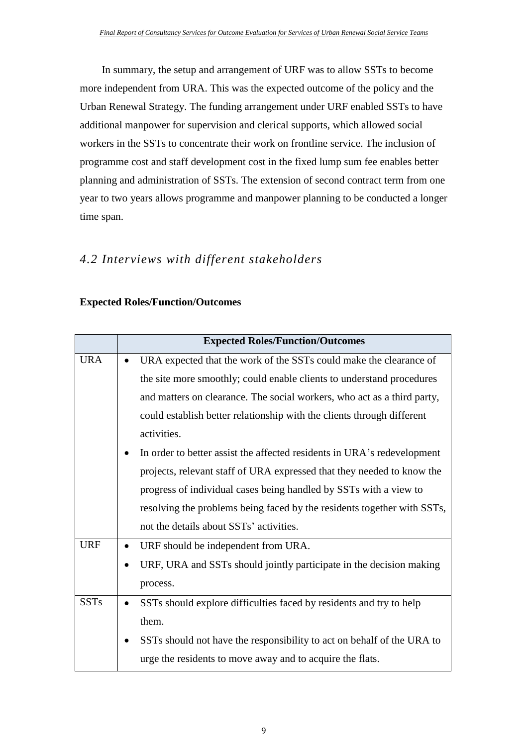In summary, the setup and arrangement of URF was to allow SSTs to become more independent from URA. This was the expected outcome of the policy and the Urban Renewal Strategy. The funding arrangement under URF enabled SSTs to have additional manpower for supervision and clerical supports, which allowed social workers in the SSTs to concentrate their work on frontline service. The inclusion of programme cost and staff development cost in the fixed lump sum fee enables better planning and administration of SSTs. The extension of second contract term from one year to two years allows programme and manpower planning to be conducted a longer time span.

## *4.2 Interviews with different stakeholders*

**Expected Roles/Function/Outcomes**

| | **Expected Roles/Function/Outcomes** |
|---|---|
| URA | • URA expected that the work of the SSTs could make the clearance of the site more smoothly; could enable clients to understand procedures and matters on clearance. The social workers, who act as a third party, could establish better relationship with the clients through different activities.<br>• In order to better assist the affected residents in URA's redevelopment projects, relevant staff of URA expressed that they needed to know the progress of individual cases being handled by SSTs with a view to resolving the problems being faced by the residents together with SSTs, not the details about SSTs' activities. |
| URF | • URF should be independent from URA.<br>• URF, URA and SSTs should jointly participate in the decision making process. |
| SSTs | • SSTs should explore difficulties faced by residents and try to help them.<br>• SSTs should not have the responsibility to act on behalf of the URA to urge the residents to move away and to acquire the flats. |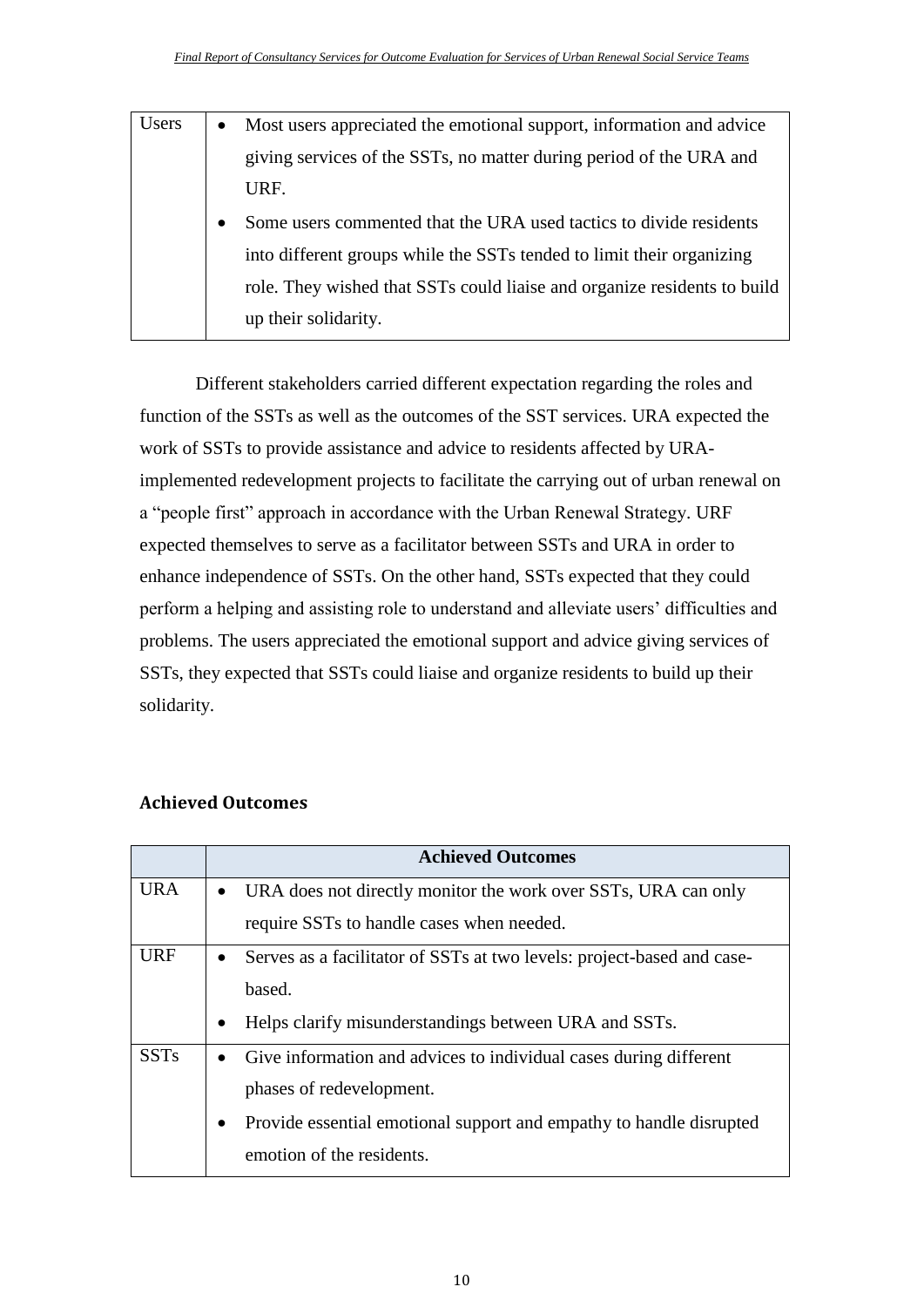| | |
|---|---|
| Users | • Most users appreciated the emotional support, information and advice giving services of the SSTs, no matter during period of the URA and URF.<br>• Some users commented that the URA used tactics to divide residents into different groups while the SSTs tended to limit their organizing role. They wished that SSTs could liaise and organize residents to build up their solidarity. |

Different stakeholders carried different expectation regarding the roles and function of the SSTs as well as the outcomes of the SST services. URA expected the work of SSTs to provide assistance and advice to residents affected by URA-implemented redevelopment projects to facilitate the carrying out of urban renewal on a "people first" approach in accordance with the Urban Renewal Strategy. URF expected themselves to serve as a facilitator between SSTs and URA in order to enhance independence of SSTs. On the other hand, SSTs expected that they could perform a helping and assisting role to understand and alleviate users' difficulties and problems. The users appreciated the emotional support and advice giving services of SSTs, they expected that SSTs could liaise and organize residents to build up their solidarity.

### Achieved Outcomes

| | Achieved Outcomes |
|---|---|
| URA | • URA does not directly monitor the work over SSTs, URA can only require SSTs to handle cases when needed. |
| URF | • Serves as a facilitator of SSTs at two levels: project-based and case-based.<br>• Helps clarify misunderstandings between URA and SSTs. |
| SSTs | • Give information and advices to individual cases during different phases of redevelopment.<br>• Provide essential emotional support and empathy to handle disrupted emotion of the residents. |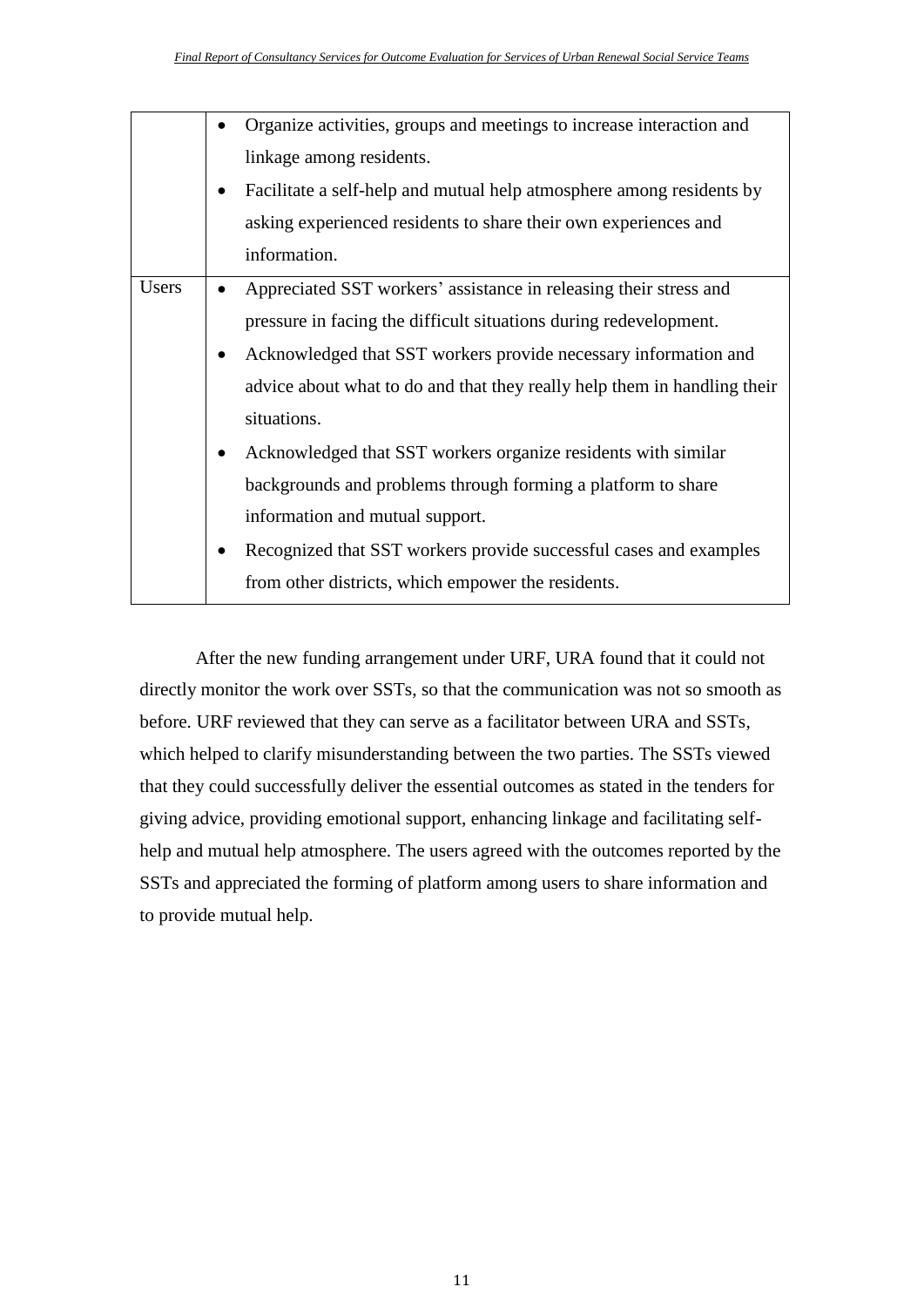| | |
|---|---|
| | • Organize activities, groups and meetings to increase interaction and linkage among residents.<br>• Facilitate a self-help and mutual help atmosphere among residents by asking experienced residents to share their own experiences and information. |
| Users | • Appreciated SST workers' assistance in releasing their stress and pressure in facing the difficult situations during redevelopment.<br>• Acknowledged that SST workers provide necessary information and advice about what to do and that they really help them in handling their situations.<br>• Acknowledged that SST workers organize residents with similar backgrounds and problems through forming a platform to share information and mutual support.<br>• Recognized that SST workers provide successful cases and examples from other districts, which empower the residents. |

After the new funding arrangement under URF, URA found that it could not directly monitor the work over SSTs, so that the communication was not so smooth as before. URF reviewed that they can serve as a facilitator between URA and SSTs, which helped to clarify misunderstanding between the two parties. The SSTs viewed that they could successfully deliver the essential outcomes as stated in the tenders for giving advice, providing emotional support, enhancing linkage and facilitating self-help and mutual help atmosphere. The users agreed with the outcomes reported by the SSTs and appreciated the forming of platform among users to share information and to provide mutual help.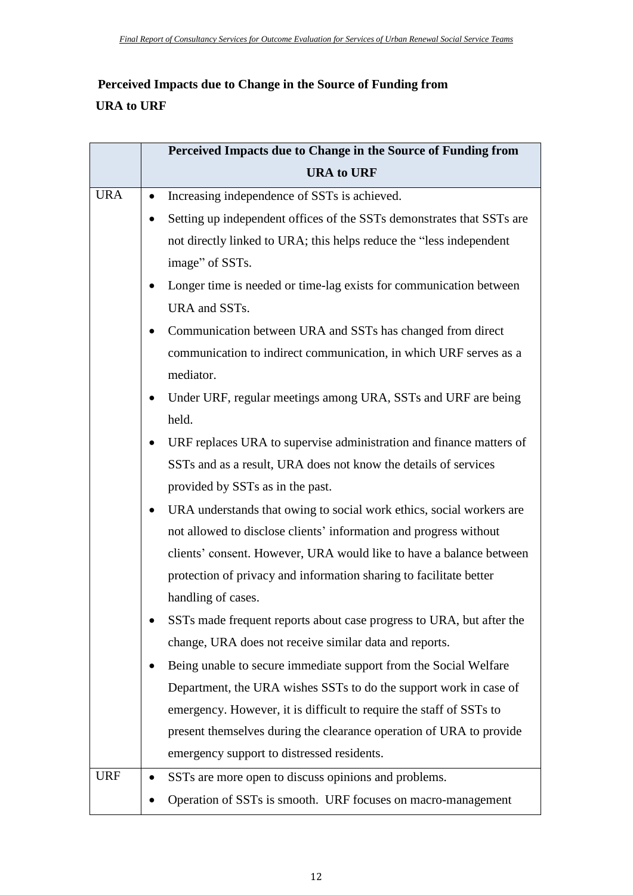**Perceived Impacts due to Change in the Source of Funding from URA to URF**

| | Perceived Impacts due to Change in the Source of Funding from URA to URF |
|---|---|
| URA | • Increasing independence of SSTs is achieved.<br>• Setting up independent offices of the SSTs demonstrates that SSTs are not directly linked to URA; this helps reduce the "less independent image" of SSTs.<br>• Longer time is needed or time-lag exists for communication between URA and SSTs.<br>• Communication between URA and SSTs has changed from direct communication to indirect communication, in which URF serves as a mediator.<br>• Under URF, regular meetings among URA, SSTs and URF are being held.<br>• URF replaces URA to supervise administration and finance matters of SSTs and as a result, URA does not know the details of services provided by SSTs as in the past.<br>• URA understands that owing to social work ethics, social workers are not allowed to disclose clients' information and progress without clients' consent. However, URA would like to have a balance between protection of privacy and information sharing to facilitate better handling of cases.<br>• SSTs made frequent reports about case progress to URA, but after the change, URA does not receive similar data and reports.<br>• Being unable to secure immediate support from the Social Welfare Department, the URA wishes SSTs to do the support work in case of emergency. However, it is difficult to require the staff of SSTs to present themselves during the clearance operation of URA to provide emergency support to distressed residents. |
| URF | • SSTs are more open to discuss opinions and problems.<br>• Operation of SSTs is smooth. URF focuses on macro-management |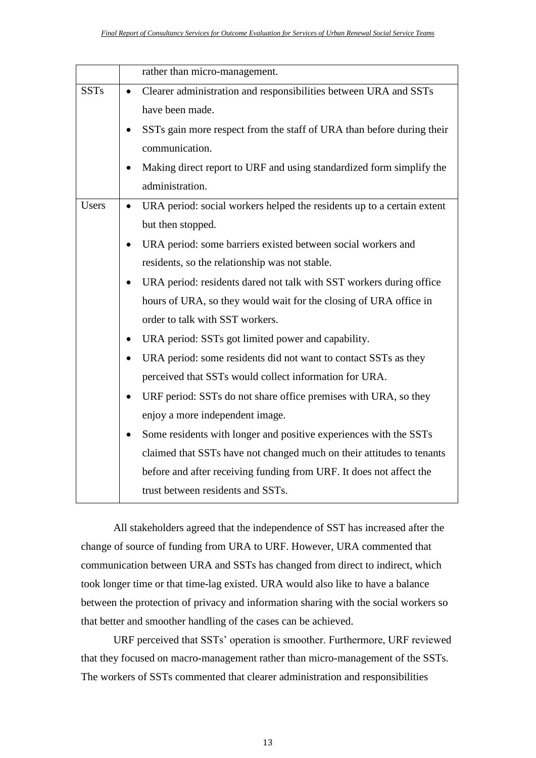| | |
|---|---|
| | rather than micro-management. |
| SSTs | • Clearer administration and responsibilities between URA and SSTs have been made.<br>• SSTs gain more respect from the staff of URA than before during their communication.<br>• Making direct report to URF and using standardized form simplify the administration. |
| Users | • URA period: social workers helped the residents up to a certain extent but then stopped.<br>• URA period: some barriers existed between social workers and residents, so the relationship was not stable.<br>• URA period: residents dared not talk with SST workers during office hours of URA, so they would wait for the closing of URA office in order to talk with SST workers.<br>• URA period: SSTs got limited power and capability.<br>• URA period: some residents did not want to contact SSTs as they perceived that SSTs would collect information for URA.<br>• URF period: SSTs do not share office premises with URA, so they enjoy a more independent image.<br>• Some residents with longer and positive experiences with the SSTs claimed that SSTs have not changed much on their attitudes to tenants before and after receiving funding from URF. It does not affect the trust between residents and SSTs. |

All stakeholders agreed that the independence of SST has increased after the change of source of funding from URA to URF. However, URA commented that communication between URA and SSTs has changed from direct to indirect, which took longer time or that time-lag existed. URA would also like to have a balance between the protection of privacy and information sharing with the social workers so that better and smoother handling of the cases can be achieved.

URF perceived that SSTs' operation is smoother. Furthermore, URF reviewed that they focused on macro-management rather than micro-management of the SSTs. The workers of SSTs commented that clearer administration and responsibilities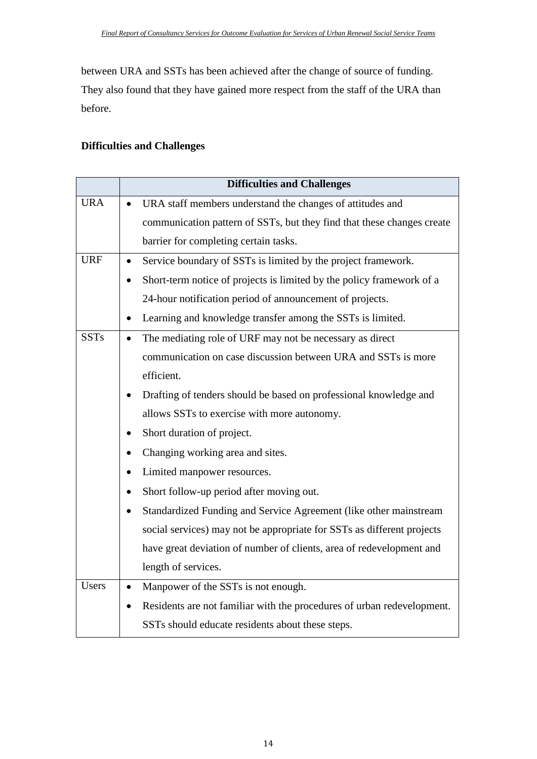between URA and SSTs has been achieved after the change of source of funding. They also found that they have gained more respect from the staff of the URA than before.

**Difficulties and Challenges**

| | Difficulties and Challenges |
|---|---|
| URA | • URA staff members understand the changes of attitudes and communication pattern of SSTs, but they find that these changes create barrier for completing certain tasks. |
| URF | • Service boundary of SSTs is limited by the project framework.<br>• Short-term notice of projects is limited by the policy framework of a 24-hour notification period of announcement of projects.<br>• Learning and knowledge transfer among the SSTs is limited. |
| SSTs | • The mediating role of URF may not be necessary as direct communication on case discussion between URA and SSTs is more efficient.<br>• Drafting of tenders should be based on professional knowledge and allows SSTs to exercise with more autonomy.<br>• Short duration of project.<br>• Changing working area and sites.<br>• Limited manpower resources.<br>• Short follow-up period after moving out.<br>• Standardized Funding and Service Agreement (like other mainstream social services) may not be appropriate for SSTs as different projects have great deviation of number of clients, area of redevelopment and length of services. |
| Users | • Manpower of the SSTs is not enough.<br>• Residents are not familiar with the procedures of urban redevelopment. SSTs should educate residents about these steps. |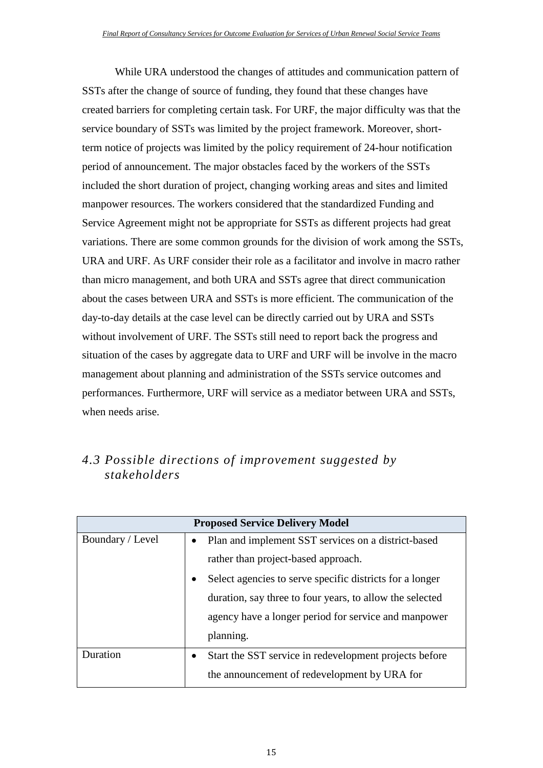While URA understood the changes of attitudes and communication pattern of SSTs after the change of source of funding, they found that these changes have created barriers for completing certain task. For URF, the major difficulty was that the service boundary of SSTs was limited by the project framework. Moreover, short-term notice of projects was limited by the policy requirement of 24-hour notification period of announcement. The major obstacles faced by the workers of the SSTs included the short duration of project, changing working areas and sites and limited manpower resources. The workers considered that the standardized Funding and Service Agreement might not be appropriate for SSTs as different projects had great variations. There are some common grounds for the division of work among the SSTs, URA and URF. As URF consider their role as a facilitator and involve in macro rather than micro management, and both URA and SSTs agree that direct communication about the cases between URA and SSTs is more efficient. The communication of the day-to-day details at the case level can be directly carried out by URA and SSTs without involvement of URF. The SSTs still need to report back the progress and situation of the cases by aggregate data to URF and URF will be involve in the macro management about planning and administration of the SSTs service outcomes and performances. Furthermore, URF will service as a mediator between URA and SSTs, when needs arise.

## *4.3 Possible directions of improvement suggested by stakeholders*

| **Proposed Service Delivery Model** | |
|---|---|
| Boundary / Level | • Plan and implement SST services on a district-based rather than project-based approach.<br>• Select agencies to serve specific districts for a longer duration, say three to four years, to allow the selected agency have a longer period for service and manpower planning. |
| Duration | • Start the SST service in redevelopment projects before the announcement of redevelopment by URA for |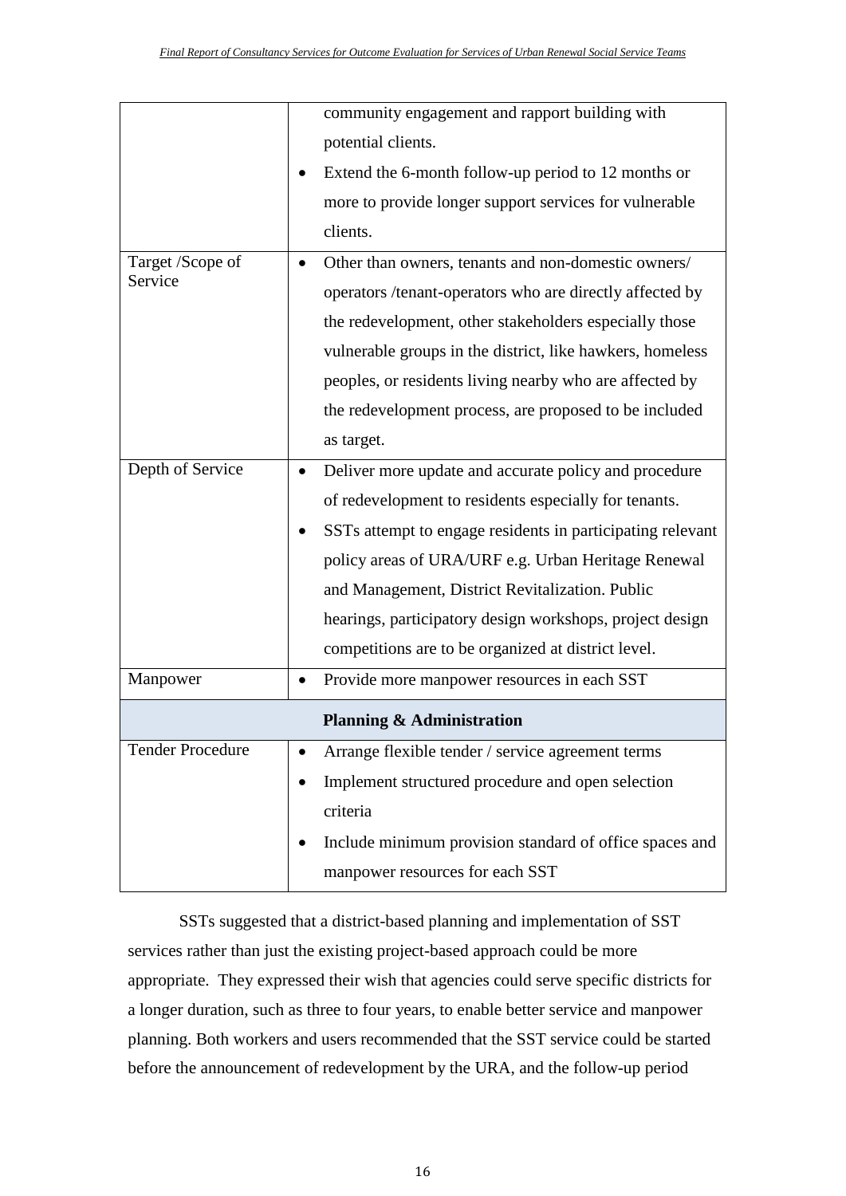| | |
|---|---|
| | community engagement and rapport building with potential clients.<br>• Extend the 6-month follow-up period to 12 months or more to provide longer support services for vulnerable clients. |
| Target /Scope of Service | • Other than owners, tenants and non-domestic owners/ operators /tenant-operators who are directly affected by the redevelopment, other stakeholders especially those vulnerable groups in the district, like hawkers, homeless peoples, or residents living nearby who are affected by the redevelopment process, are proposed to be included as target. |
| Depth of Service | • Deliver more update and accurate policy and procedure of redevelopment to residents especially for tenants.<br>• SSTs attempt to engage residents in participating relevant policy areas of URA/URF e.g. Urban Heritage Renewal and Management, District Revitalization. Public hearings, participatory design workshops, project design competitions are to be organized at district level. |
| Manpower | • Provide more manpower resources in each SST |
| **Planning & Administration** | |
| Tender Procedure | • Arrange flexible tender / service agreement terms<br>• Implement structured procedure and open selection criteria<br>• Include minimum provision standard of office spaces and manpower resources for each SST |

SSTs suggested that a district-based planning and implementation of SST services rather than just the existing project-based approach could be more appropriate. They expressed their wish that agencies could serve specific districts for a longer duration, such as three to four years, to enable better service and manpower planning. Both workers and users recommended that the SST service could be started before the announcement of redevelopment by the URA, and the follow-up period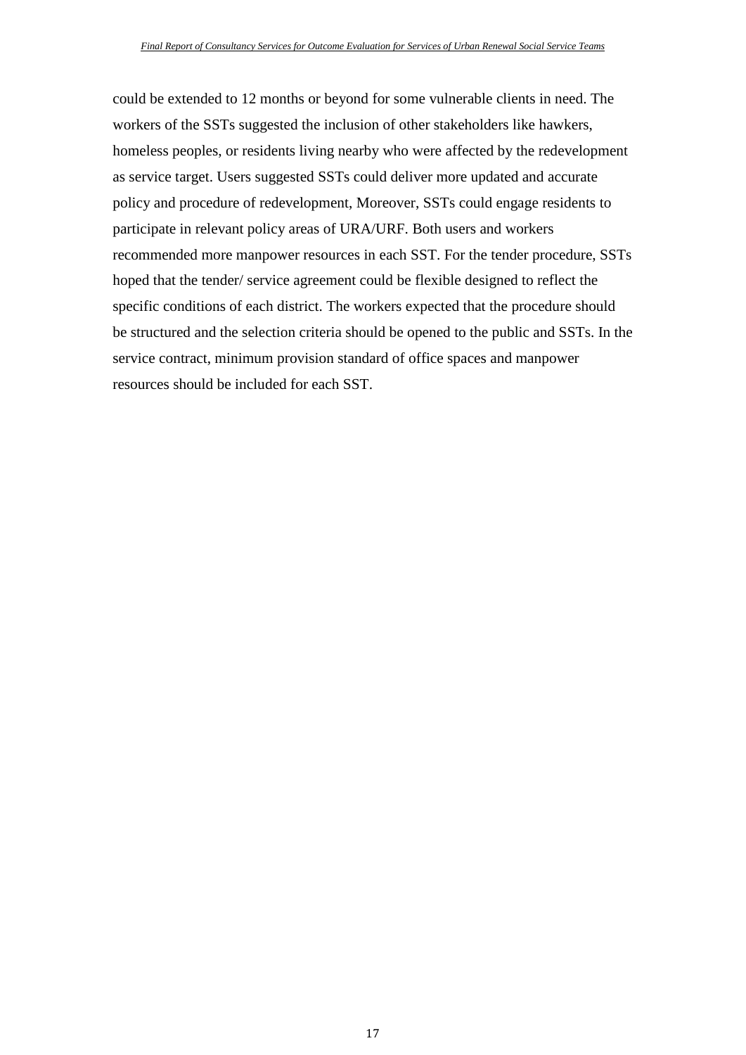could be extended to 12 months or beyond for some vulnerable clients in need. The workers of the SSTs suggested the inclusion of other stakeholders like hawkers, homeless peoples, or residents living nearby who were affected by the redevelopment as service target. Users suggested SSTs could deliver more updated and accurate policy and procedure of redevelopment, Moreover, SSTs could engage residents to participate in relevant policy areas of URA/URF. Both users and workers recommended more manpower resources in each SST. For the tender procedure, SSTs hoped that the tender/ service agreement could be flexible designed to reflect the specific conditions of each district. The workers expected that the procedure should be structured and the selection criteria should be opened to the public and SSTs. In the service contract, minimum provision standard of office spaces and manpower resources should be included for each SST.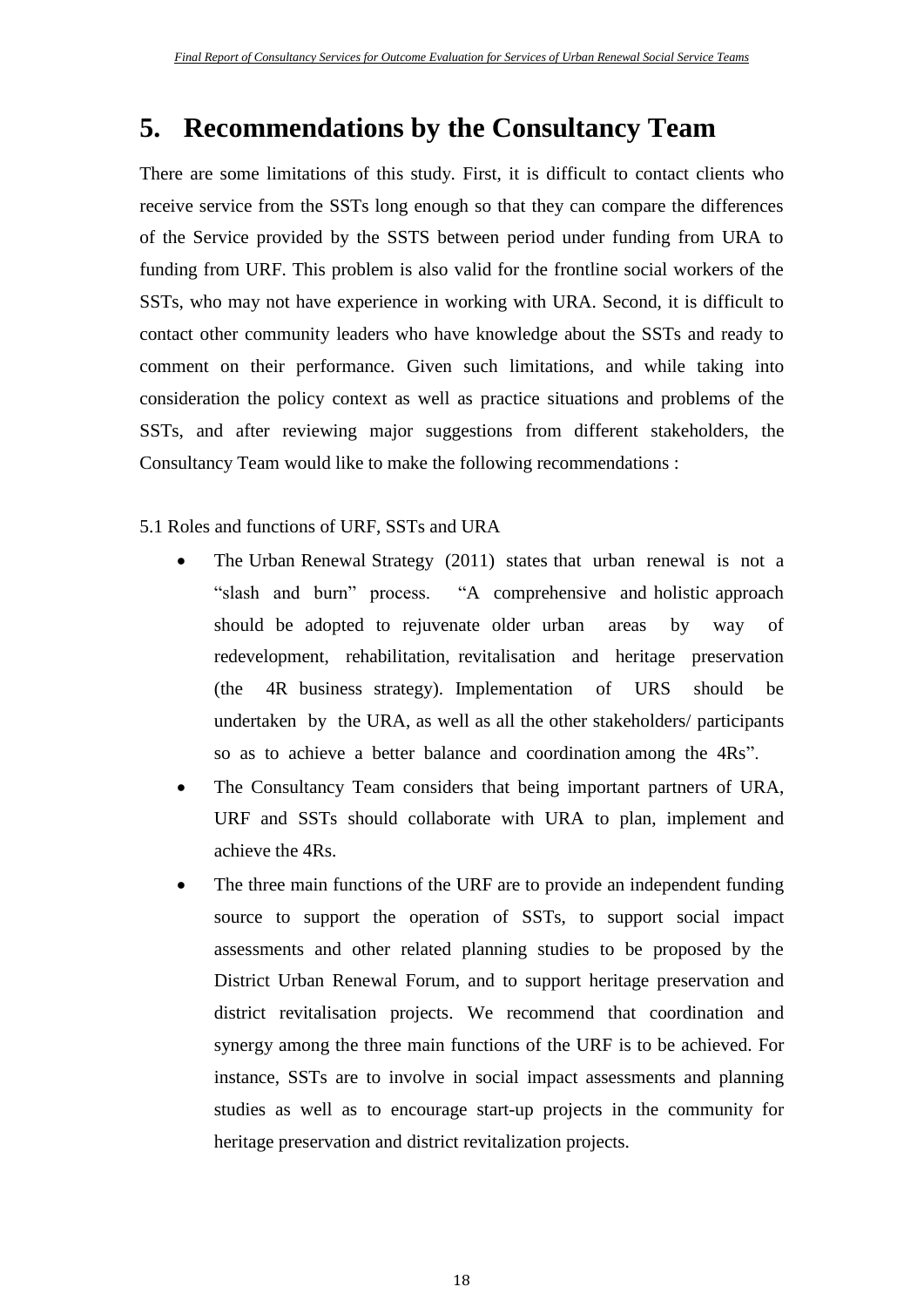# 5. Recommendations by the Consultancy Team

There are some limitations of this study. First, it is difficult to contact clients who receive service from the SSTs long enough so that they can compare the differences of the Service provided by the SSTS between period under funding from URA to funding from URF. This problem is also valid for the frontline social workers of the SSTs, who may not have experience in working with URA. Second, it is difficult to contact other community leaders who have knowledge about the SSTs and ready to comment on their performance. Given such limitations, and while taking into consideration the policy context as well as practice situations and problems of the SSTs, and after reviewing major suggestions from different stakeholders, the Consultancy Team would like to make the following recommendations :

5.1 Roles and functions of URF, SSTs and URA

- The Urban Renewal Strategy (2011) states that urban renewal is not a "slash and burn" process. "A comprehensive and holistic approach should be adopted to rejuvenate older urban areas by way of redevelopment, rehabilitation, revitalisation and heritage preservation (the 4R business strategy). Implementation of URS should be undertaken by the URA, as well as all the other stakeholders/ participants so as to achieve a better balance and coordination among the 4Rs".
- The Consultancy Team considers that being important partners of URA, URF and SSTs should collaborate with URA to plan, implement and achieve the 4Rs.
- The three main functions of the URF are to provide an independent funding source to support the operation of SSTs, to support social impact assessments and other related planning studies to be proposed by the District Urban Renewal Forum, and to support heritage preservation and district revitalisation projects. We recommend that coordination and synergy among the three main functions of the URF is to be achieved. For instance, SSTs are to involve in social impact assessments and planning studies as well as to encourage start-up projects in the community for heritage preservation and district revitalization projects.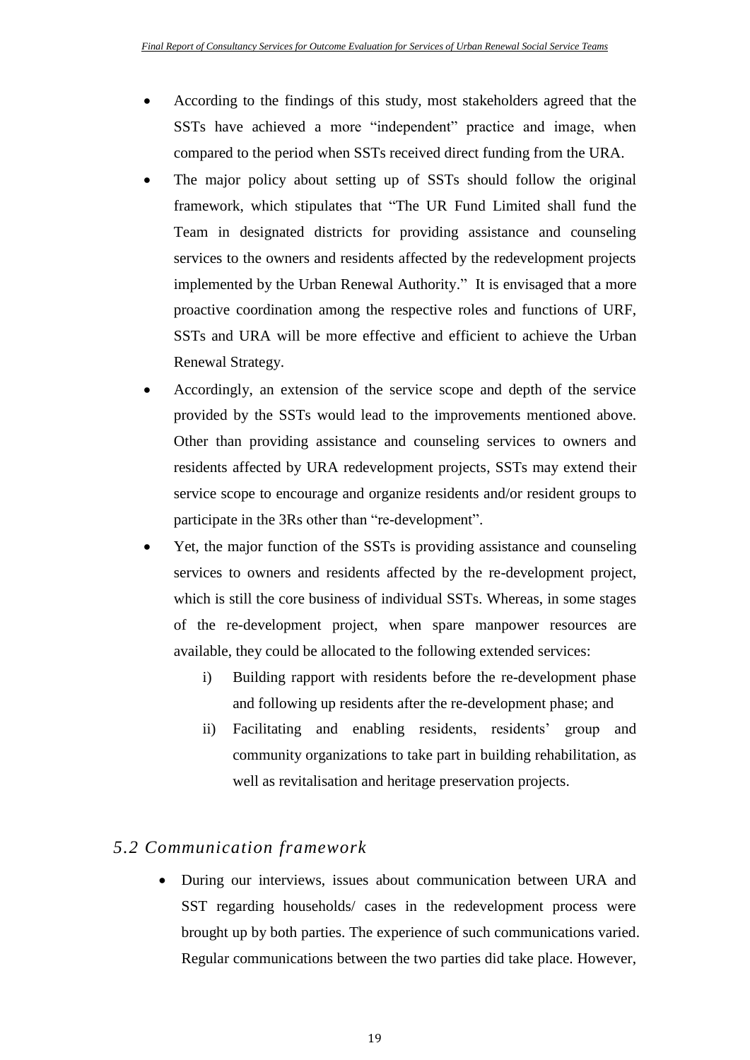- According to the findings of this study, most stakeholders agreed that the SSTs have achieved a more "independent" practice and image, when compared to the period when SSTs received direct funding from the URA.
- The major policy about setting up of SSTs should follow the original framework, which stipulates that "The UR Fund Limited shall fund the Team in designated districts for providing assistance and counseling services to the owners and residents affected by the redevelopment projects implemented by the Urban Renewal Authority." It is envisaged that a more proactive coordination among the respective roles and functions of URF, SSTs and URA will be more effective and efficient to achieve the Urban Renewal Strategy.
- Accordingly, an extension of the service scope and depth of the service provided by the SSTs would lead to the improvements mentioned above. Other than providing assistance and counseling services to owners and residents affected by URA redevelopment projects, SSTs may extend their service scope to encourage and organize residents and/or resident groups to participate in the 3Rs other than "re-development".
- Yet, the major function of the SSTs is providing assistance and counseling services to owners and residents affected by the re-development project, which is still the core business of individual SSTs. Whereas, in some stages of the re-development project, when spare manpower resources are available, they could be allocated to the following extended services:
    i) Building rapport with residents before the re-development phase and following up residents after the re-development phase; and
    ii) Facilitating and enabling residents, residents' group and community organizations to take part in building rehabilitation, as well as revitalisation and heritage preservation projects.

## *5.2 Communication framework*

- During our interviews, issues about communication between URA and SST regarding households/ cases in the redevelopment process were brought up by both parties. The experience of such communications varied. Regular communications between the two parties did take place. However,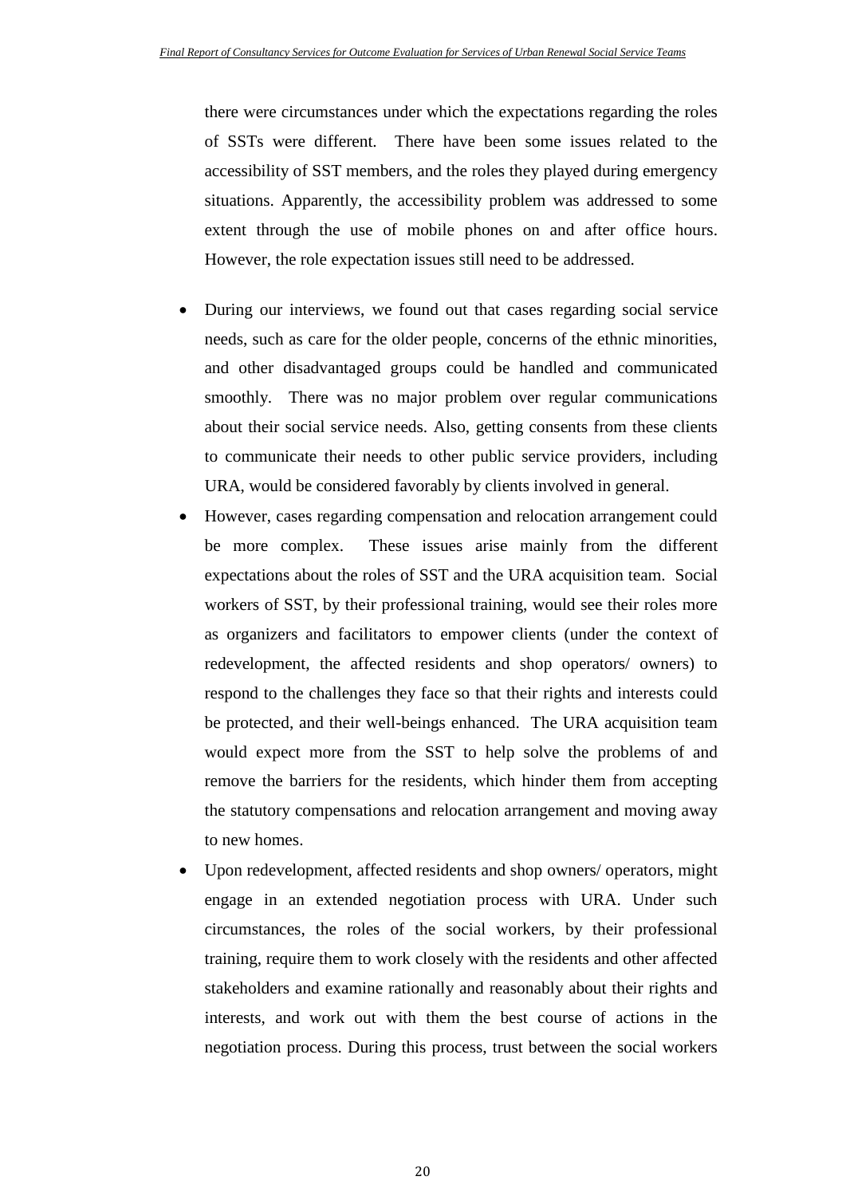there were circumstances under which the expectations regarding the roles of SSTs were different. There have been some issues related to the accessibility of SST members, and the roles they played during emergency situations. Apparently, the accessibility problem was addressed to some extent through the use of mobile phones on and after office hours. However, the role expectation issues still need to be addressed.

- During our interviews, we found out that cases regarding social service needs, such as care for the older people, concerns of the ethnic minorities, and other disadvantaged groups could be handled and communicated smoothly. There was no major problem over regular communications about their social service needs. Also, getting consents from these clients to communicate their needs to other public service providers, including URA, would be considered favorably by clients involved in general.
- However, cases regarding compensation and relocation arrangement could be more complex. These issues arise mainly from the different expectations about the roles of SST and the URA acquisition team. Social workers of SST, by their professional training, would see their roles more as organizers and facilitators to empower clients (under the context of redevelopment, the affected residents and shop operators/ owners) to respond to the challenges they face so that their rights and interests could be protected, and their well-beings enhanced. The URA acquisition team would expect more from the SST to help solve the problems of and remove the barriers for the residents, which hinder them from accepting the statutory compensations and relocation arrangement and moving away to new homes.
- Upon redevelopment, affected residents and shop owners/ operators, might engage in an extended negotiation process with URA. Under such circumstances, the roles of the social workers, by their professional training, require them to work closely with the residents and other affected stakeholders and examine rationally and reasonably about their rights and interests, and work out with them the best course of actions in the negotiation process. During this process, trust between the social workers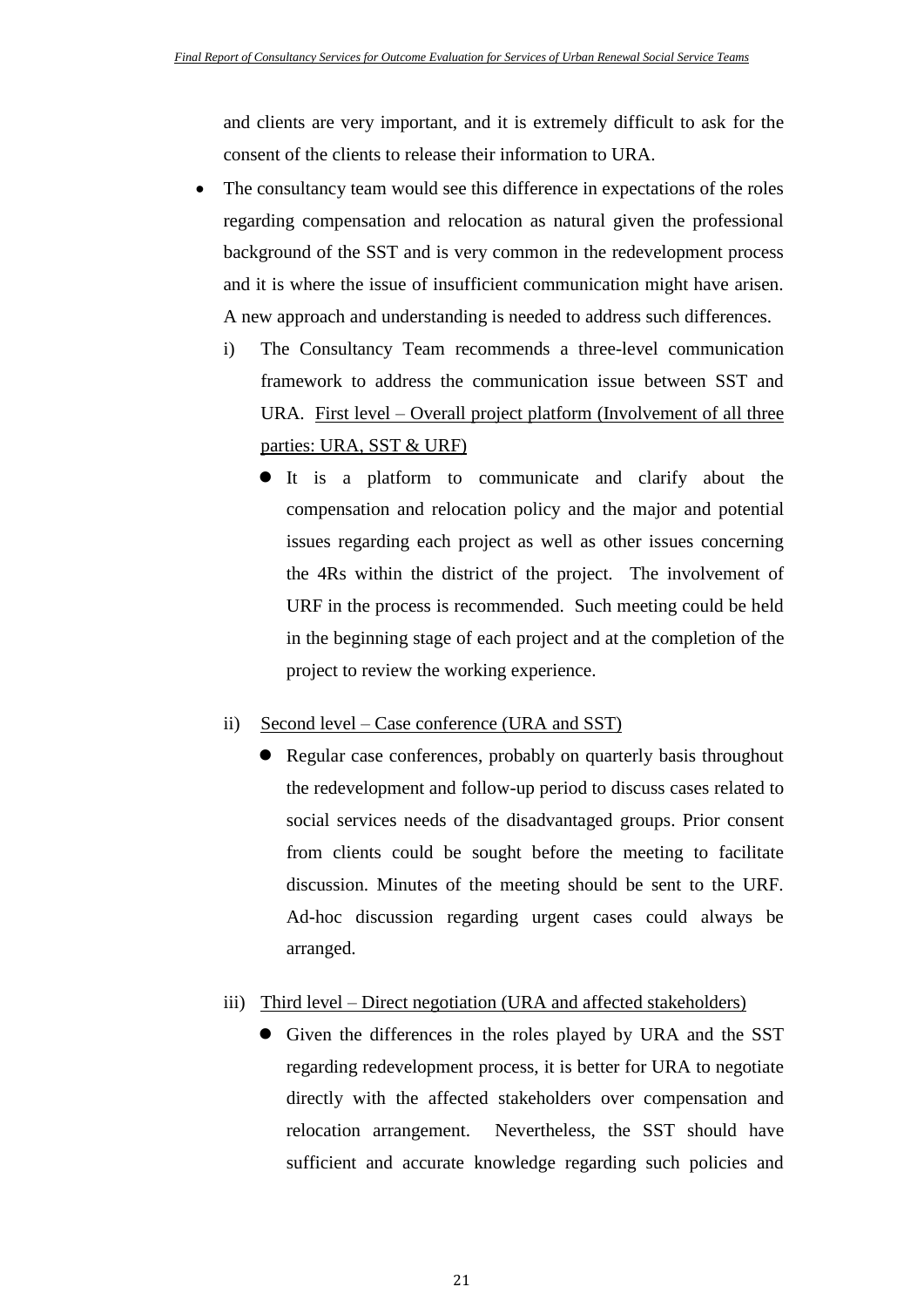and clients are very important, and it is extremely difficult to ask for the consent of the clients to release their information to URA.

- The consultancy team would see this difference in expectations of the roles regarding compensation and relocation as natural given the professional background of the SST and is very common in the redevelopment process and it is where the issue of insufficient communication might have arisen. A new approach and understanding is needed to address such differences.

  i) The Consultancy Team recommends a three-level communication framework to address the communication issue between SST and URA. <u>First level – Overall project platform (Involvement of all three parties: URA, SST & URF)</u>

  - It is a platform to communicate and clarify about the compensation and relocation policy and the major and potential issues regarding each project as well as other issues concerning the 4Rs within the district of the project. The involvement of URF in the process is recommended. Such meeting could be held in the beginning stage of each project and at the completion of the project to review the working experience.

  ii) <u>Second level – Case conference (URA and SST)</u>

  - Regular case conferences, probably on quarterly basis throughout the redevelopment and follow-up period to discuss cases related to social services needs of the disadvantaged groups. Prior consent from clients could be sought before the meeting to facilitate discussion. Minutes of the meeting should be sent to the URF. Ad-hoc discussion regarding urgent cases could always be arranged.

  iii) <u>Third level – Direct negotiation (URA and affected stakeholders)</u>

  - Given the differences in the roles played by URA and the SST regarding redevelopment process, it is better for URA to negotiate directly with the affected stakeholders over compensation and relocation arrangement. Nevertheless, the SST should have sufficient and accurate knowledge regarding such policies and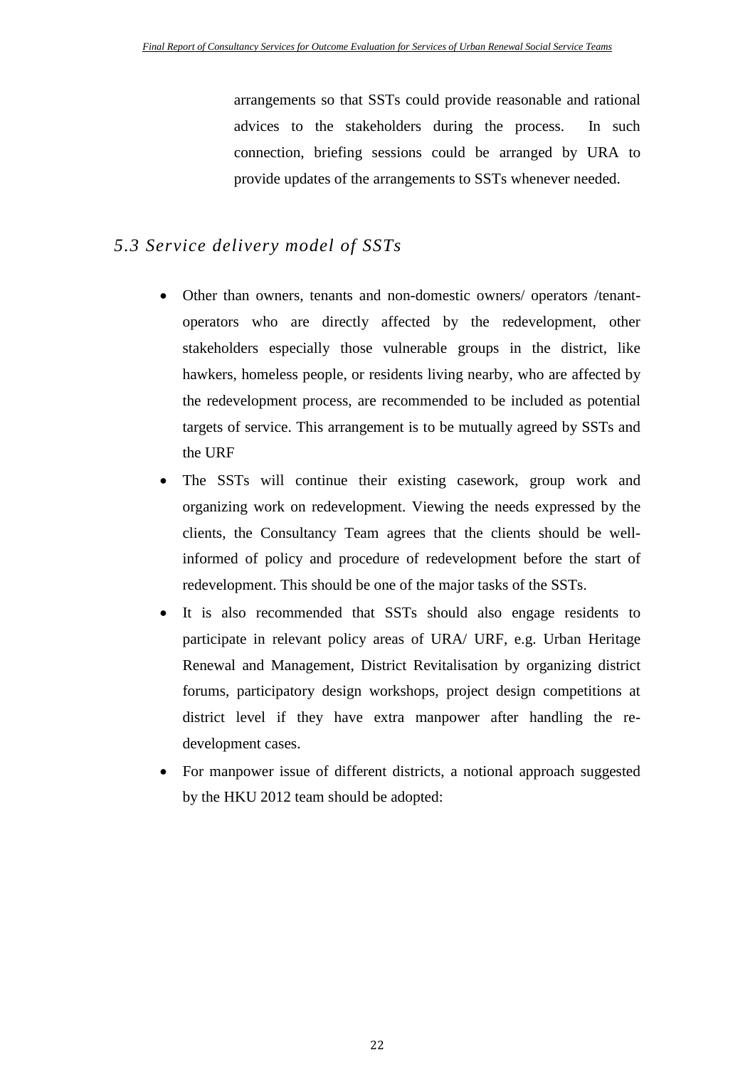arrangements so that SSTs could provide reasonable and rational advices to the stakeholders during the process. In such connection, briefing sessions could be arranged by URA to provide updates of the arrangements to SSTs whenever needed.

## *5.3 Service delivery model of SSTs*

- Other than owners, tenants and non-domestic owners/ operators /tenant-operators who are directly affected by the redevelopment, other stakeholders especially those vulnerable groups in the district, like hawkers, homeless people, or residents living nearby, who are affected by the redevelopment process, are recommended to be included as potential targets of service. This arrangement is to be mutually agreed by SSTs and the URF
- The SSTs will continue their existing casework, group work and organizing work on redevelopment. Viewing the needs expressed by the clients, the Consultancy Team agrees that the clients should be well-informed of policy and procedure of redevelopment before the start of redevelopment. This should be one of the major tasks of the SSTs.
- It is also recommended that SSTs should also engage residents to participate in relevant policy areas of URA/ URF, e.g. Urban Heritage Renewal and Management, District Revitalisation by organizing district forums, participatory design workshops, project design competitions at district level if they have extra manpower after handling the re-development cases.
- For manpower issue of different districts, a notional approach suggested by the HKU 2012 team should be adopted: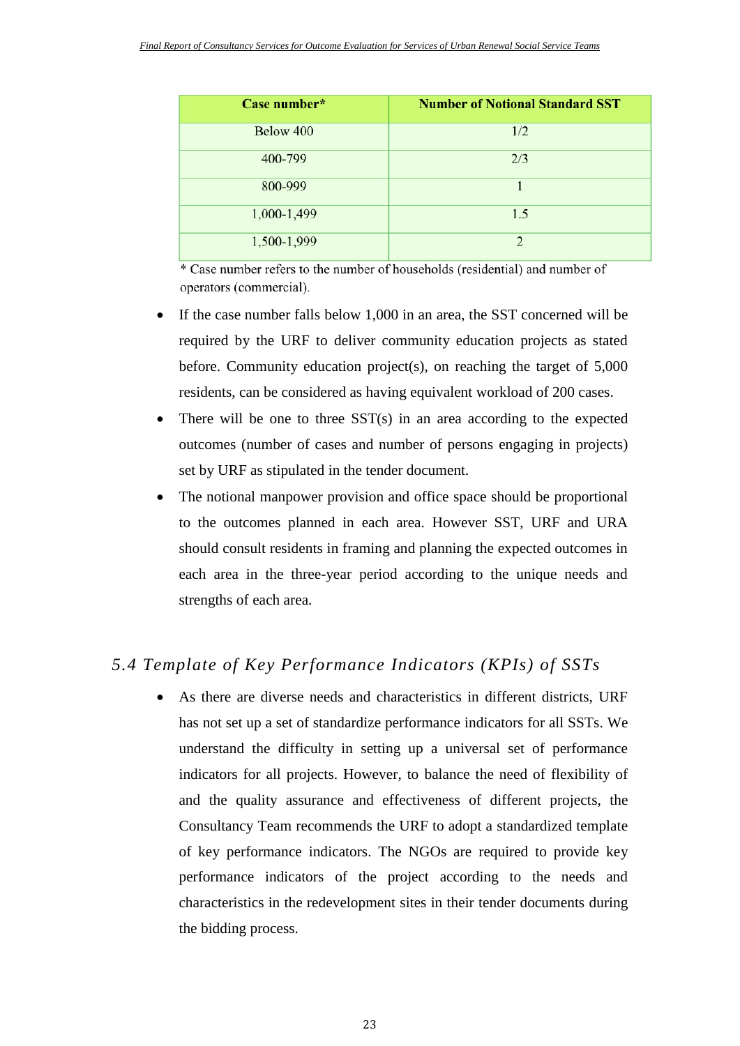| Case number* | Number of Notional Standard SST |
| --- | --- |
| Below 400 | 1/2 |
| 400-799 | 2/3 |
| 800-999 | 1 |
| 1,000-1,499 | 1.5 |
| 1,500-1,999 | 2 |

* Case number refers to the number of households (residential) and number of operators (commercial).

- If the case number falls below 1,000 in an area, the SST concerned will be required by the URF to deliver community education projects as stated before. Community education project(s), on reaching the target of 5,000 residents, can be considered as having equivalent workload of 200 cases.
- There will be one to three SST(s) in an area according to the expected outcomes (number of cases and number of persons engaging in projects) set by URF as stipulated in the tender document.
- The notional manpower provision and office space should be proportional to the outcomes planned in each area. However SST, URF and URA should consult residents in framing and planning the expected outcomes in each area in the three-year period according to the unique needs and strengths of each area.

## *5.4 Template of Key Performance Indicators (KPIs) of SSTs*

- As there are diverse needs and characteristics in different districts, URF has not set up a set of standardize performance indicators for all SSTs. We understand the difficulty in setting up a universal set of performance indicators for all projects. However, to balance the need of flexibility of and the quality assurance and effectiveness of different projects, the Consultancy Team recommends the URF to adopt a standardized template of key performance indicators. The NGOs are required to provide key performance indicators of the project according to the needs and characteristics in the redevelopment sites in their tender documents during the bidding process.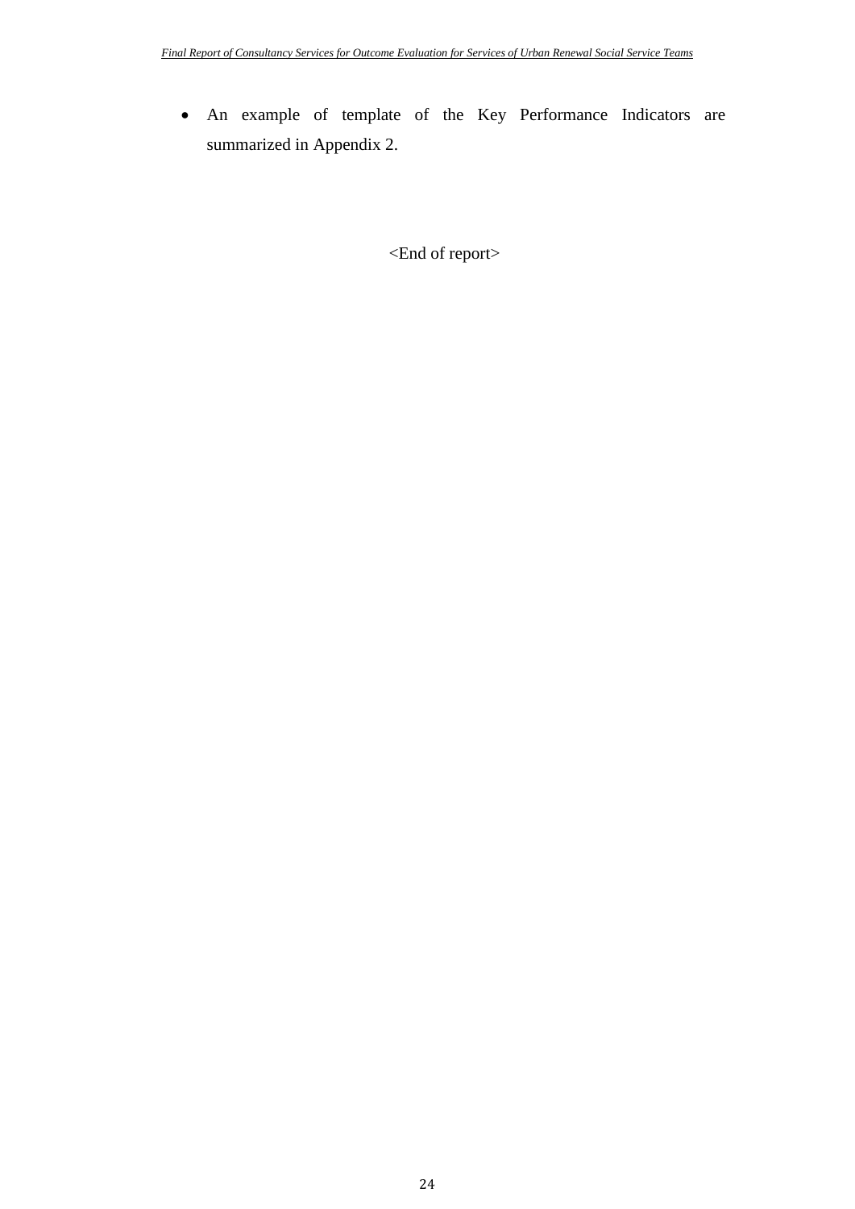- An example of template of the Key Performance Indicators are summarized in Appendix 2.

<End of report>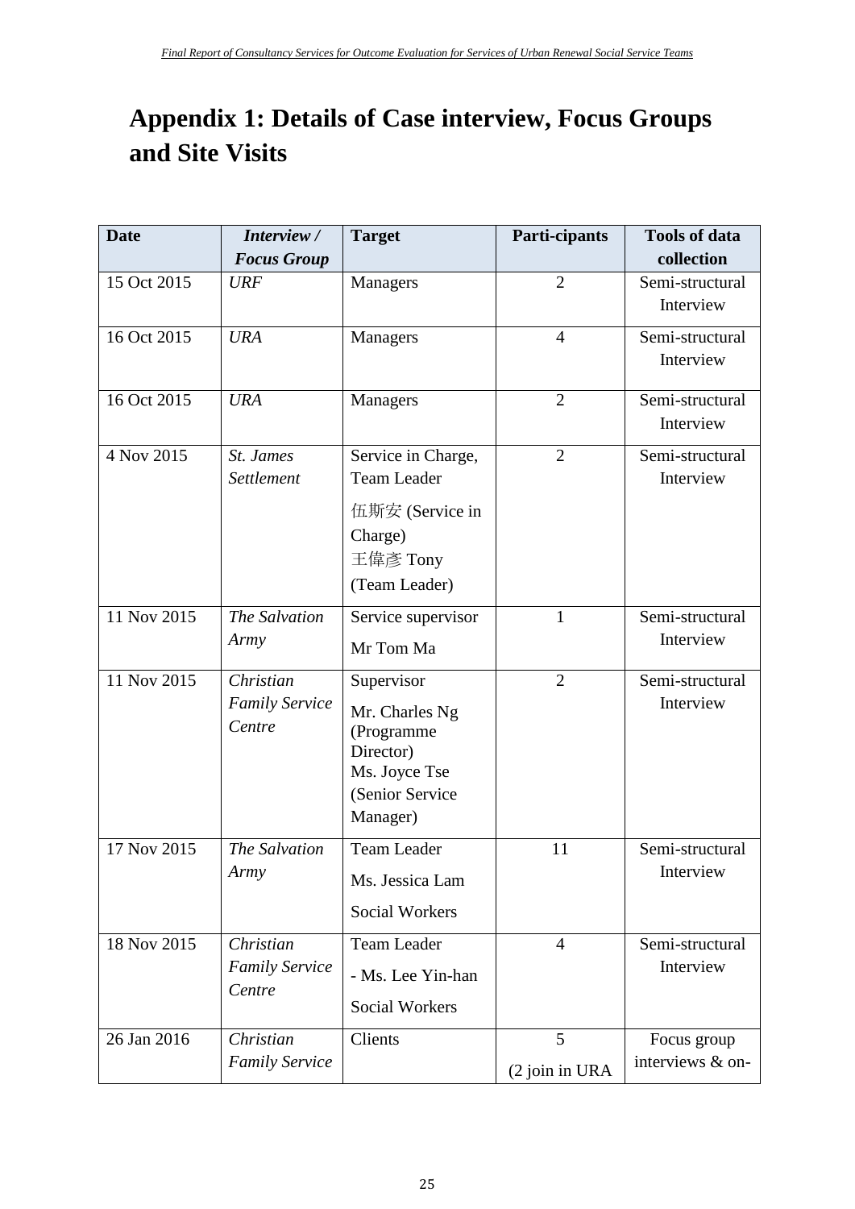# Appendix 1: Details of Case interview, Focus Groups and Site Visits

| Date | *Interview / Focus Group* | Target | Parti-cipants | Tools of data collection |
|---|---|---|---|---|
| 15 Oct 2015 | *URF* | Managers | 2 | Semi-structural Interview |
| 16 Oct 2015 | *URA* | Managers | 4 | Semi-structural Interview |
| 16 Oct 2015 | *URA* | Managers | 2 | Semi-structural Interview |
| 4 Nov 2015 | *St. James Settlement* | Service in Charge, Team Leader<br>伍斯安 (Service in Charge)<br>王偉彥 Tony (Team Leader) | 2 | Semi-structural Interview |
| 11 Nov 2015 | *The Salvation Army* | Service supervisor<br>Mr Tom Ma | 1 | Semi-structural Interview |
| 11 Nov 2015 | *Christian Family Service Centre* | Supervisor<br>Mr. Charles Ng (Programme Director)<br>Ms. Joyce Tse (Senior Service Manager) | 2 | Semi-structural Interview |
| 17 Nov 2015 | *The Salvation Army* | Team Leader<br>Ms. Jessica Lam<br>Social Workers | 11 | Semi-structural Interview |
| 18 Nov 2015 | *Christian Family Service Centre* | Team Leader<br>- Ms. Lee Yin-han<br>Social Workers | 4 | Semi-structural Interview |
| 26 Jan 2016 | *Christian Family Service* | Clients | 5<br>(2 join in URA | Focus group interviews & on- |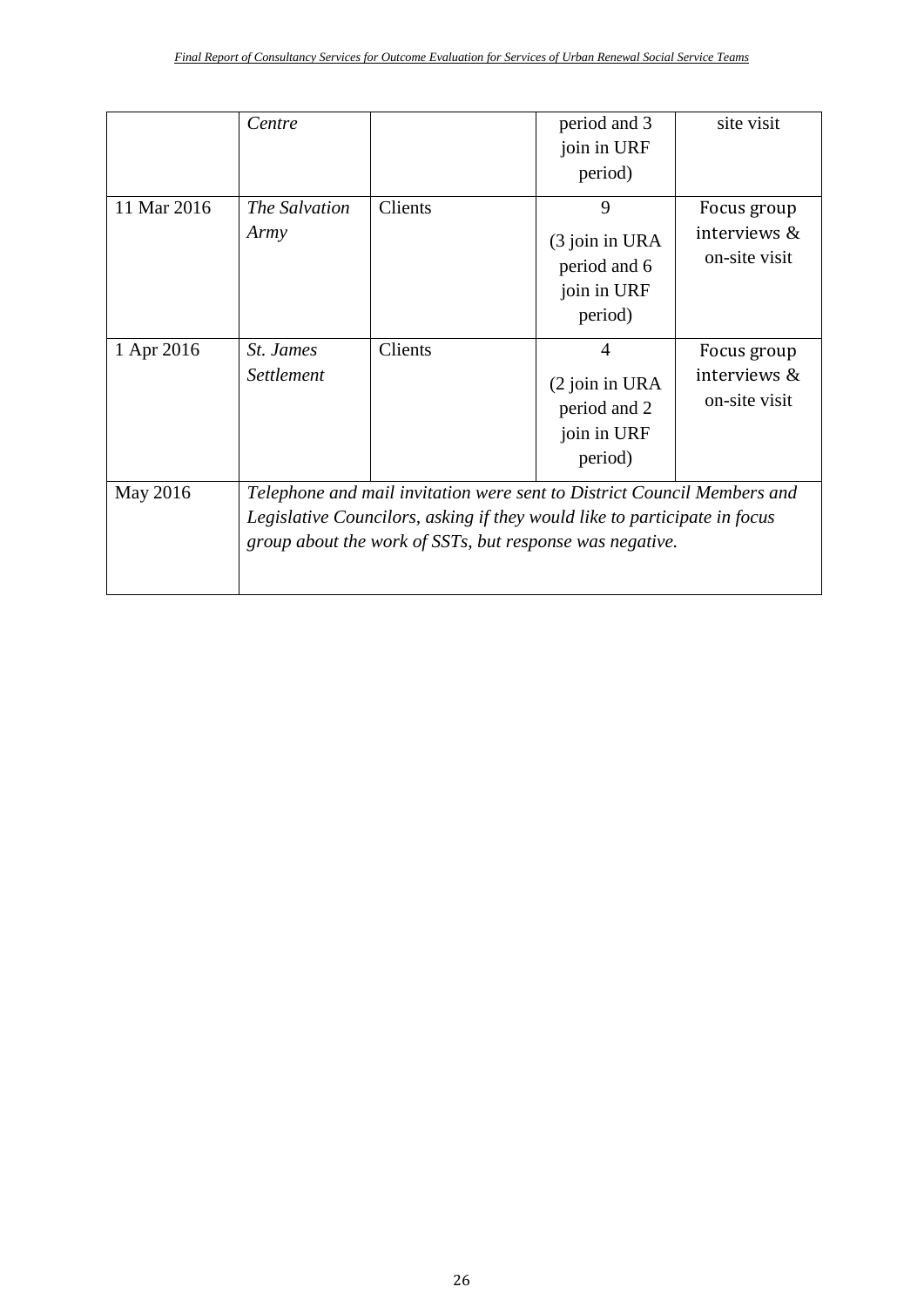| | *Centre* | | period and 3 join in URF period) | site visit |
|---|---|---|---|---|
| 11 Mar 2016 | *The Salvation Army* | Clients | 9 (3 join in URA period and 6 join in URF period) | Focus group interviews & on-site visit |
| 1 Apr 2016 | *St. James Settlement* | Clients | 4 (2 join in URA period and 2 join in URF period) | Focus group interviews & on-site visit |
| May 2016 | *Telephone and mail invitation were sent to District Council Members and Legislative Councilors, asking if they would like to participate in focus group about the work of SSTs, but response was negative.* | | | |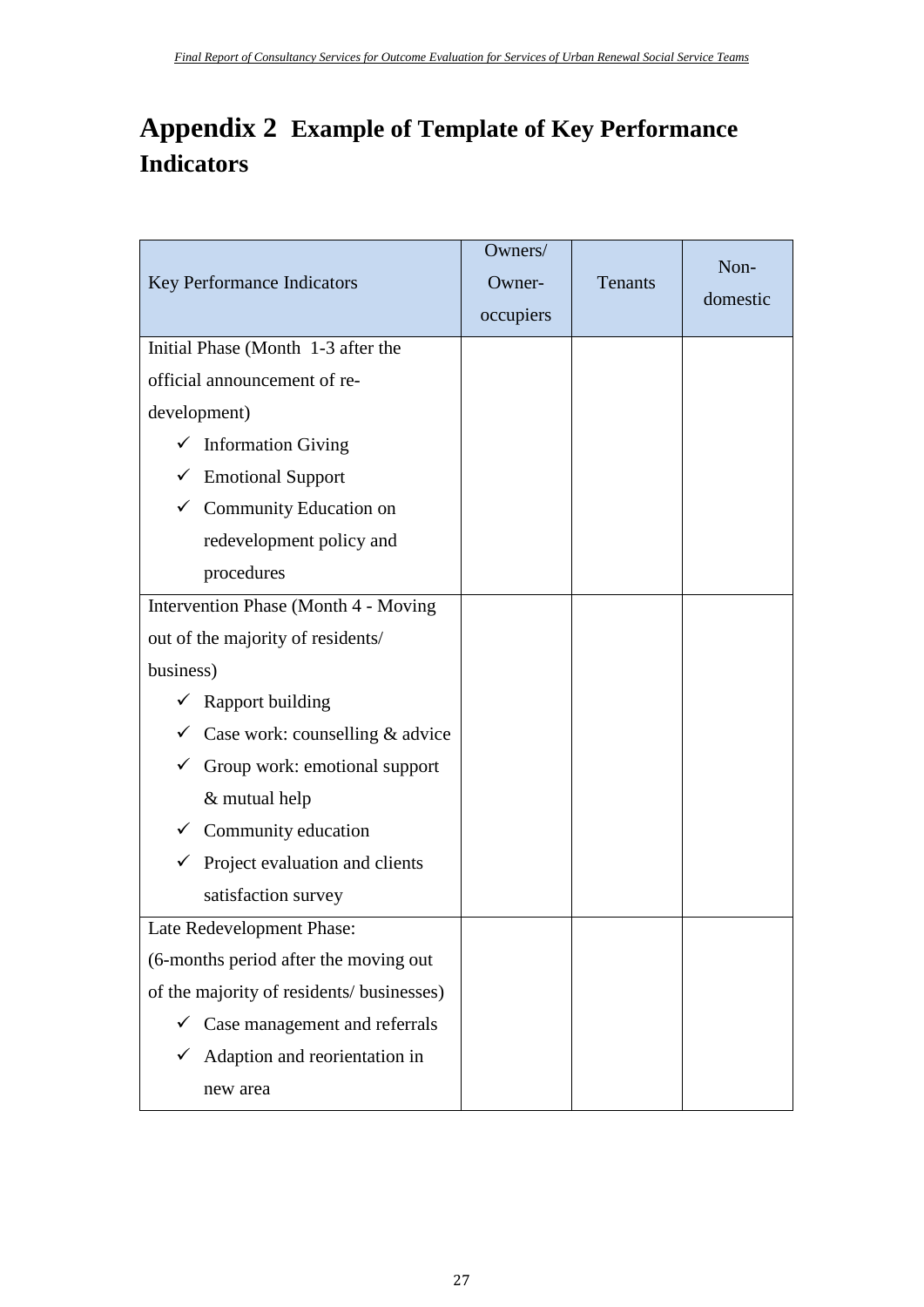# Appendix 2 Example of Template of Key Performance Indicators

| Key Performance Indicators | Owners/ Owner-occupiers | Tenants | Non-domestic |
|---|---|---|---|
| Initial Phase (Month 1-3 after the official announcement of re-development)<br>✓ Information Giving<br>✓ Emotional Support<br>✓ Community Education on redevelopment policy and procedures | | | |
| Intervention Phase (Month 4 - Moving out of the majority of residents/ business)<br>✓ Rapport building<br>✓ Case work: counselling & advice<br>✓ Group work: emotional support & mutual help<br>✓ Community education<br>✓ Project evaluation and clients satisfaction survey | | | |
| Late Redevelopment Phase:<br>(6-months period after the moving out of the majority of residents/ businesses)<br>✓ Case management and referrals<br>✓ Adaption and reorientation in new area | | | |